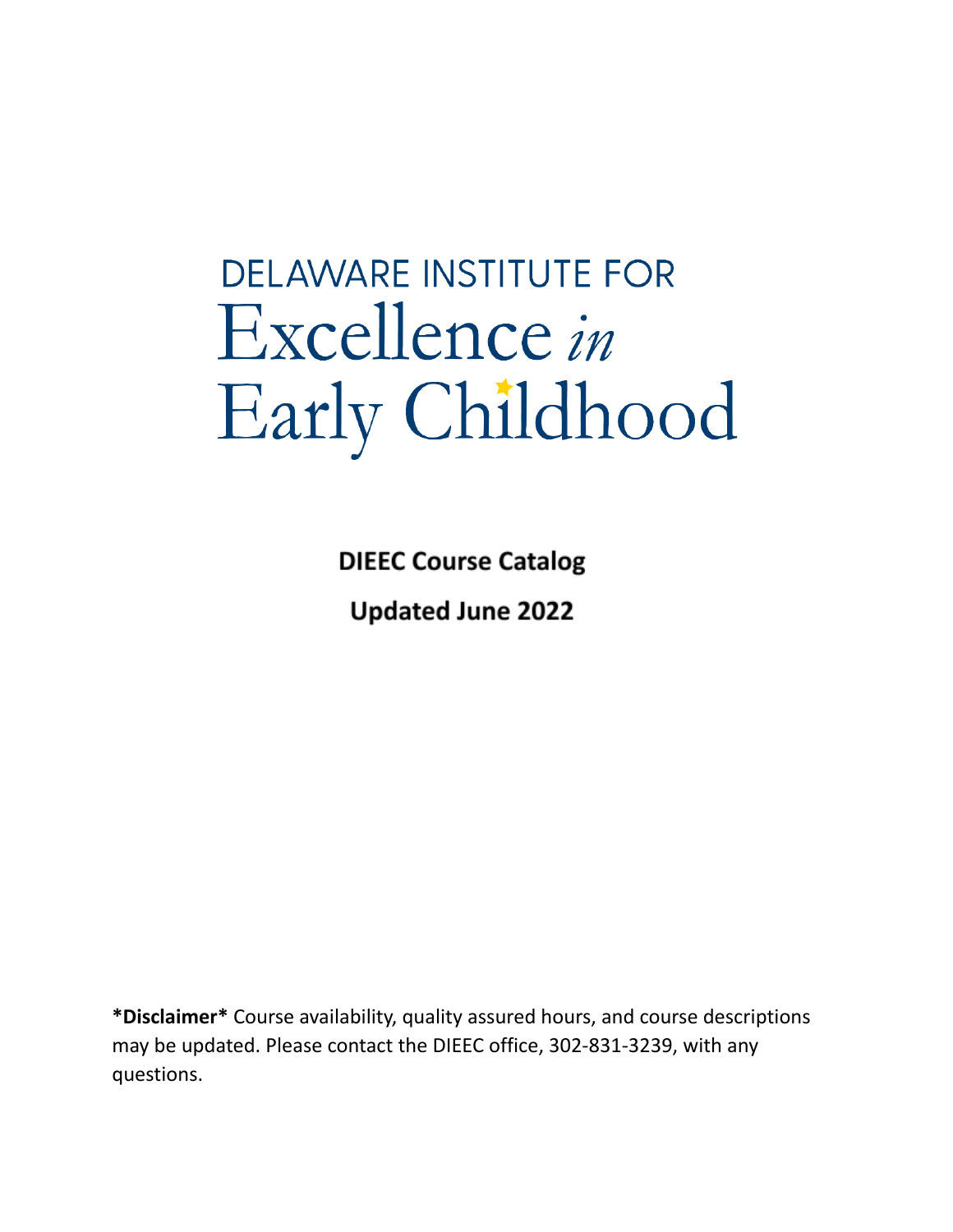# DELAWARE INSTITUTE FOR Excellence *in* Early Childhood

**DIEEC Course Catalog**

**Updated June 2022**

**\*Disclaimer\*** Course availability, quality assured hours, and course descriptions may be updated. Please contact the DIEEC office, 302-831-3239, with any questions.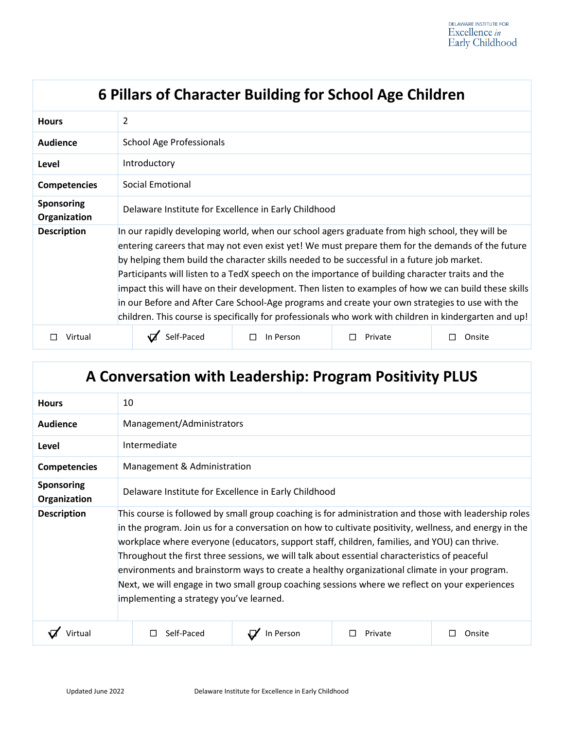## 6 Pillars of Character Building for School Age Children

| | |
|---|---|
| **Hours** | 2 |
| **Audience** | School Age Professionals |
| **Level** | Introductory |
| **Competencies** | Social Emotional |
| **Sponsoring Organization** | Delaware Institute for Excellence in Early Childhood |
| **Description** | In our rapidly developing world, when our school agers graduate from high school, they will be entering careers that may not even exist yet! We must prepare them for the demands of the future by helping them build the character skills needed to be successful in a future job market. Participants will listen to a TedX speech on the importance of building character traits and the impact this will have on their development. Then listen to examples of how we can build these skills in our Before and After Care School-Age programs and create your own strategies to use with the children. This course is specifically for professionals who work with children in kindergarten and up! |

| ☐ Virtual | ☑ Self-Paced | ☐ In Person | ☐ Private | ☐ Onsite |
|---|---|---|---|---|

## A Conversation with Leadership: Program Positivity PLUS

| | |
|---|---|
| **Hours** | 10 |
| **Audience** | Management/Administrators |
| **Level** | Intermediate |
| **Competencies** | Management & Administration |
| **Sponsoring Organization** | Delaware Institute for Excellence in Early Childhood |
| **Description** | This course is followed by small group coaching is for administration and those with leadership roles in the program. Join us for a conversation on how to cultivate positivity, wellness, and energy in the workplace where everyone (educators, support staff, children, families, and YOU) can thrive. Throughout the first three sessions, we will talk about essential characteristics of peaceful environments and brainstorm ways to create a healthy organizational climate in your program. Next, we will engage in two small group coaching sessions where we reflect on your experiences implementing a strategy you've learned. |

| ☑ Virtual | ☐ Self-Paced | ☑ In Person | ☐ Private | ☐ Onsite |
|---|---|---|---|---|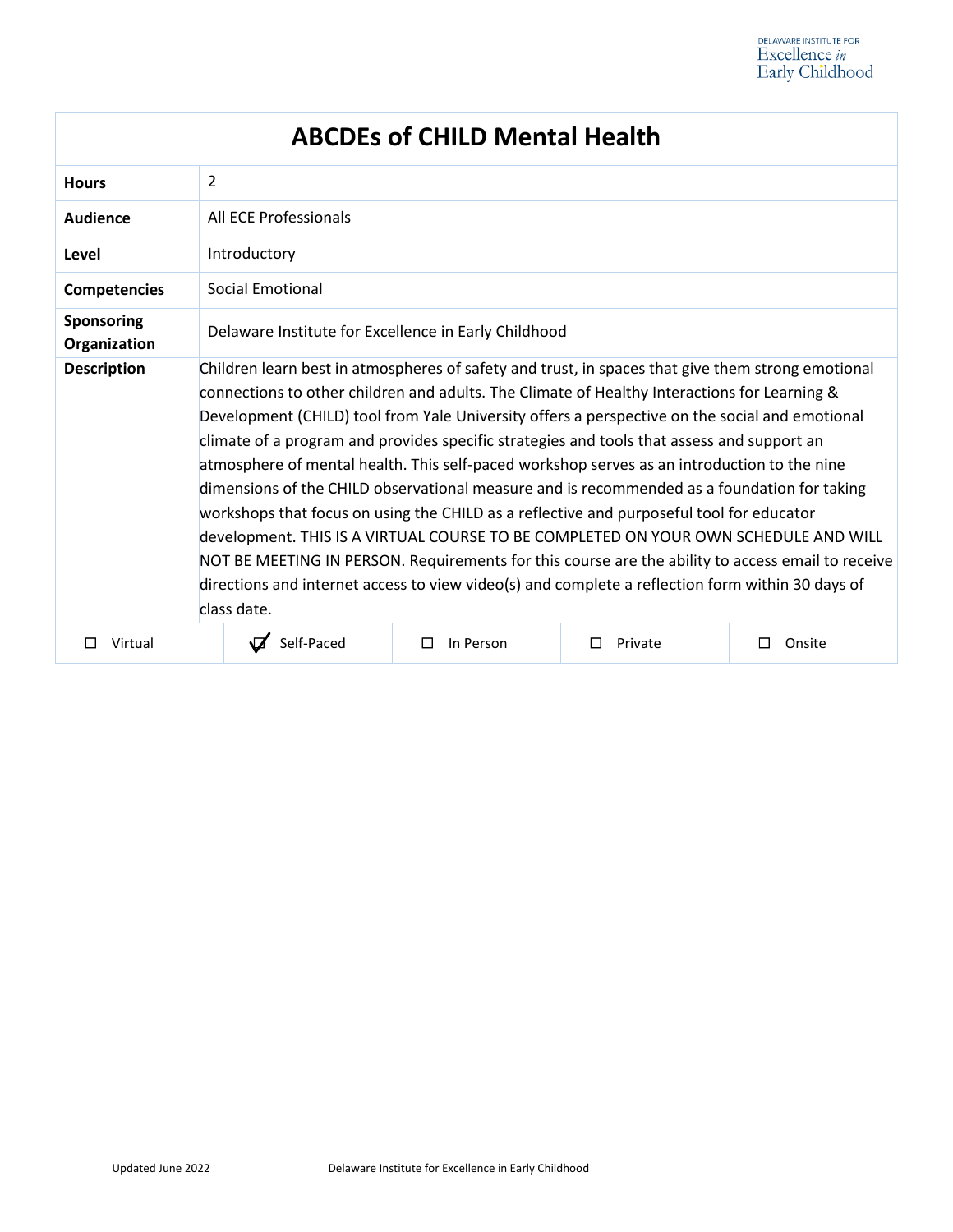# ABCDEs of CHILD Mental Health

| | |
|---|---|
| **Hours** | 2 |
| **Audience** | All ECE Professionals |
| **Level** | Introductory |
| **Competencies** | Social Emotional |
| **Sponsoring Organization** | Delaware Institute for Excellence in Early Childhood |
| **Description** | Children learn best in atmospheres of safety and trust, in spaces that give them strong emotional connections to other children and adults. The Climate of Healthy Interactions for Learning & Development (CHILD) tool from Yale University offers a perspective on the social and emotional climate of a program and provides specific strategies and tools that assess and support an atmosphere of mental health. This self-paced workshop serves as an introduction to the nine dimensions of the CHILD observational measure and is recommended as a foundation for taking workshops that focus on using the CHILD as a reflective and purposeful tool for educator development. THIS IS A VIRTUAL COURSE TO BE COMPLETED ON YOUR OWN SCHEDULE AND WILL NOT BE MEETING IN PERSON. Requirements for this course are the ability to access email to receive directions and internet access to view video(s) and complete a reflection form within 30 days of class date. |

| ☐ Virtual | ☑ Self-Paced | ☐ In Person | ☐ Private | ☐ Onsite |
|---|---|---|---|---|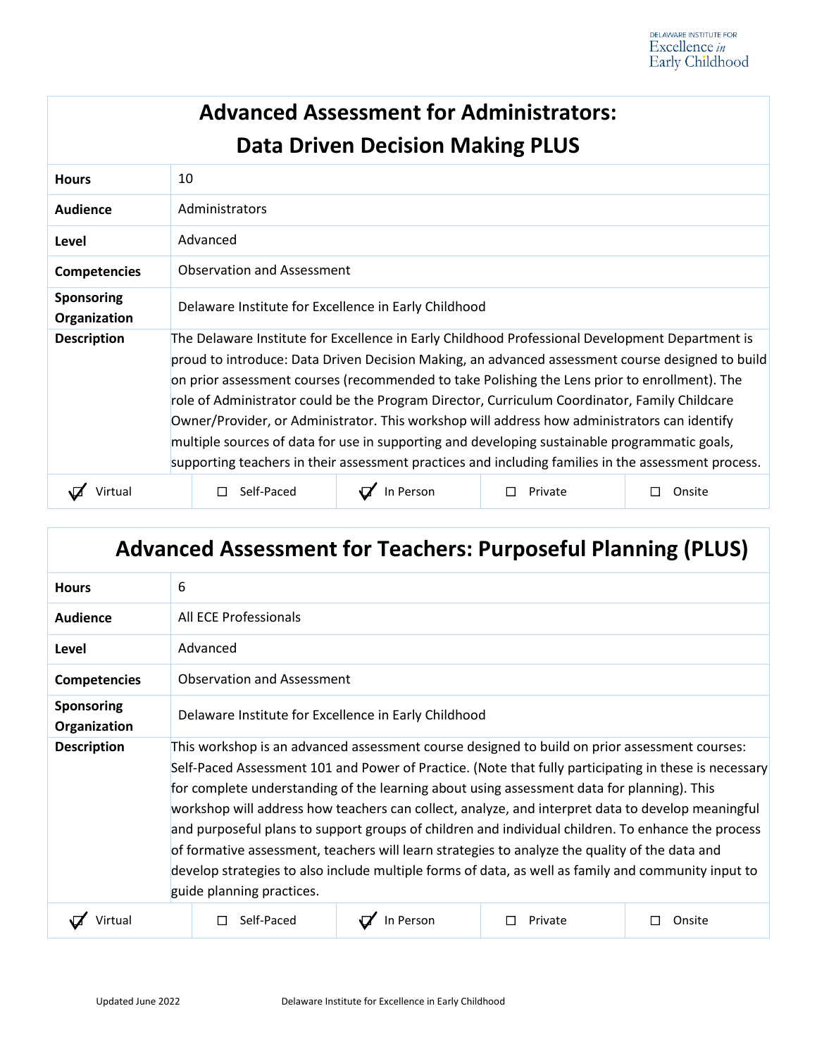## Advanced Assessment for Administrators: Data Driven Decision Making PLUS

| | |
|---|---|
| **Hours** | 10 |
| **Audience** | Administrators |
| **Level** | Advanced |
| **Competencies** | Observation and Assessment |
| **Sponsoring Organization** | Delaware Institute for Excellence in Early Childhood |
| **Description** | The Delaware Institute for Excellence in Early Childhood Professional Development Department is proud to introduce: Data Driven Decision Making, an advanced assessment course designed to build on prior assessment courses (recommended to take Polishing the Lens prior to enrollment). The role of Administrator could be the Program Director, Curriculum Coordinator, Family Childcare Owner/Provider, or Administrator. This workshop will address how administrators can identify multiple sources of data for use in supporting and developing sustainable programmatic goals, supporting teachers in their assessment practices and including families in the assessment process. |

| ☑ Virtual | ☐ Self-Paced | ☑ In Person | ☐ Private | ☐ Onsite |
|---|---|---|---|---|

## Advanced Assessment for Teachers: Purposeful Planning (PLUS)

| | |
|---|---|
| **Hours** | 6 |
| **Audience** | All ECE Professionals |
| **Level** | Advanced |
| **Competencies** | Observation and Assessment |
| **Sponsoring Organization** | Delaware Institute for Excellence in Early Childhood |
| **Description** | This workshop is an advanced assessment course designed to build on prior assessment courses: Self-Paced Assessment 101 and Power of Practice. (Note that fully participating in these is necessary for complete understanding of the learning about using assessment data for planning). This workshop will address how teachers can collect, analyze, and interpret data to develop meaningful and purposeful plans to support groups of children and individual children. To enhance the process of formative assessment, teachers will learn strategies to analyze the quality of the data and develop strategies to also include multiple forms of data, as well as family and community input to guide planning practices. |

| ☑ Virtual | ☐ Self-Paced | ☑ In Person | ☐ Private | ☐ Onsite |
|---|---|---|---|---|

Updated June 2022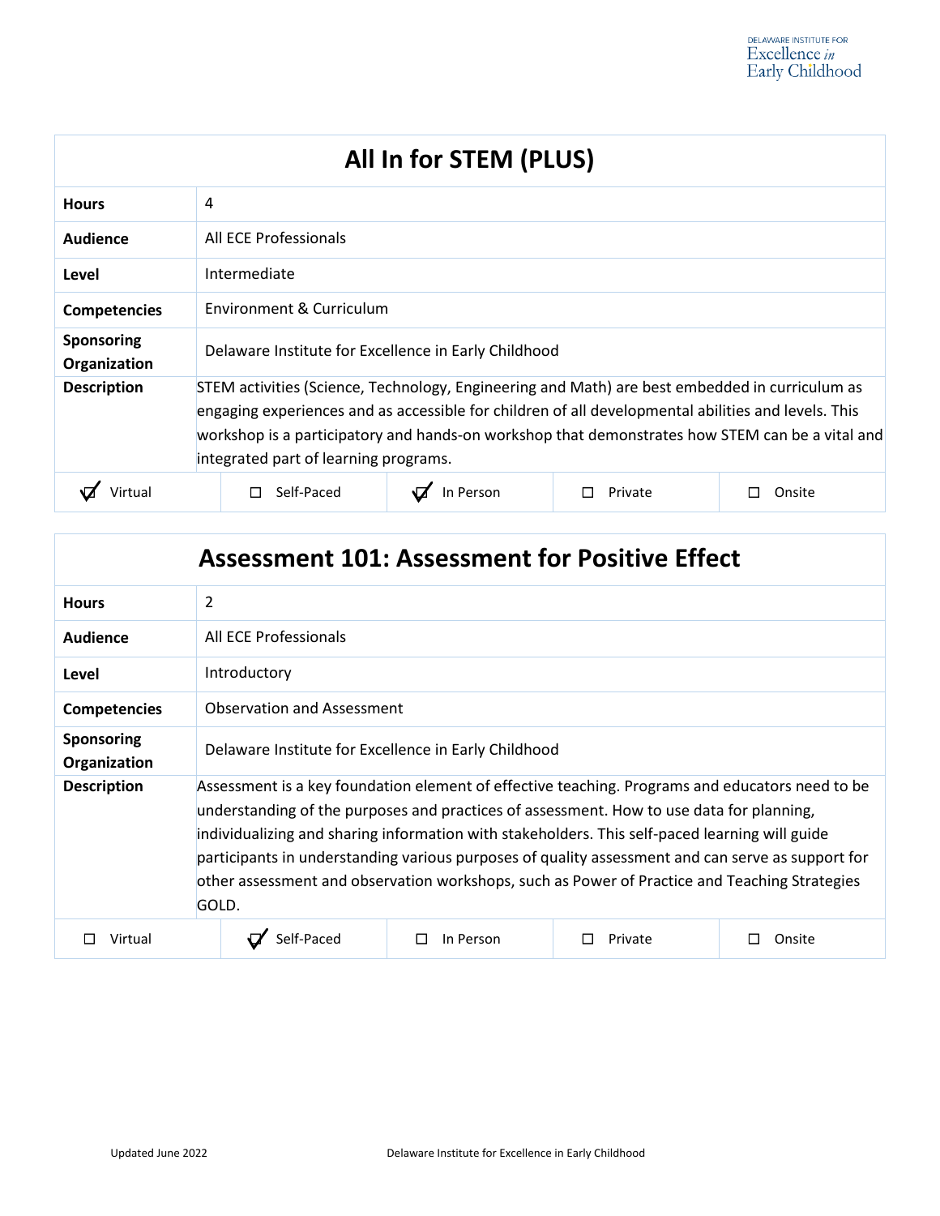## All In for STEM (PLUS)

| | |
|---|---|
| **Hours** | 4 |
| **Audience** | All ECE Professionals |
| **Level** | Intermediate |
| **Competencies** | Environment & Curriculum |
| **Sponsoring Organization** | Delaware Institute for Excellence in Early Childhood |
| **Description** | STEM activities (Science, Technology, Engineering and Math) are best embedded in curriculum as engaging experiences and as accessible for children of all developmental abilities and levels. This workshop is a participatory and hands-on workshop that demonstrates how STEM can be a vital and integrated part of learning programs. |

| ☑ Virtual | ☐ Self-Paced | ☑ In Person | ☐ Private | ☐ Onsite |
|---|---|---|---|---|

## Assessment 101: Assessment for Positive Effect

| | |
|---|---|
| **Hours** | 2 |
| **Audience** | All ECE Professionals |
| **Level** | Introductory |
| **Competencies** | Observation and Assessment |
| **Sponsoring Organization** | Delaware Institute for Excellence in Early Childhood |
| **Description** | Assessment is a key foundation element of effective teaching. Programs and educators need to be understanding of the purposes and practices of assessment. How to use data for planning, individualizing and sharing information with stakeholders. This self-paced learning will guide participants in understanding various purposes of quality assessment and can serve as support for other assessment and observation workshops, such as Power of Practice and Teaching Strategies GOLD. |

| ☐ Virtual | ☑ Self-Paced | ☐ In Person | ☐ Private | ☐ Onsite |
|---|---|---|---|---|

Updated June 2022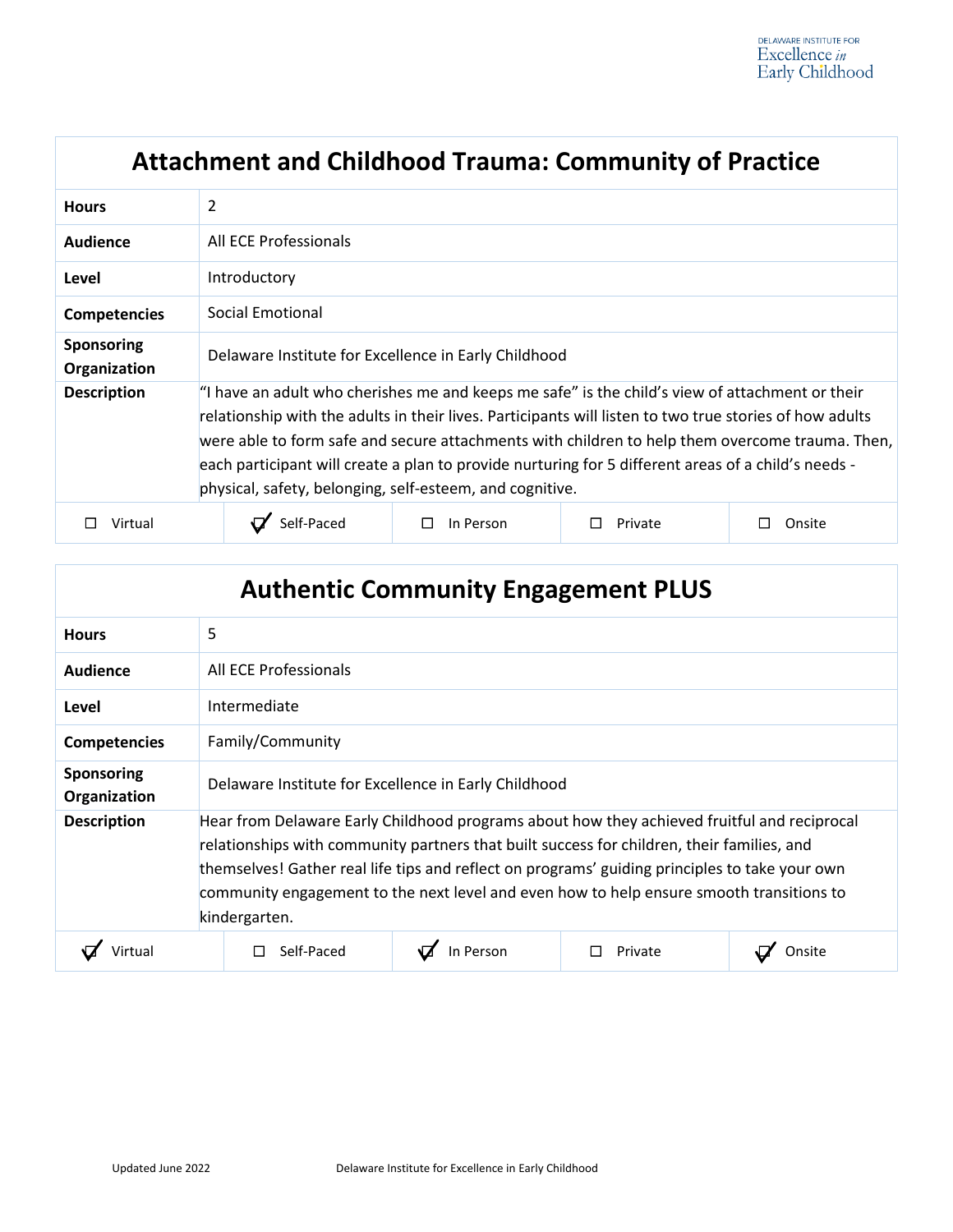## Attachment and Childhood Trauma: Community of Practice

| | |
|---|---|
| **Hours** | 2 |
| **Audience** | All ECE Professionals |
| **Level** | Introductory |
| **Competencies** | Social Emotional |
| **Sponsoring Organization** | Delaware Institute for Excellence in Early Childhood |
| **Description** | "I have an adult who cherishes me and keeps me safe" is the child's view of attachment or their relationship with the adults in their lives. Participants will listen to two true stories of how adults were able to form safe and secure attachments with children to help them overcome trauma. Then, each participant will create a plan to provide nurturing for 5 different areas of a child's needs - physical, safety, belonging, self-esteem, and cognitive. |

| ☐ Virtual | ☑ Self-Paced | ☐ In Person | ☐ Private | ☐ Onsite |
|---|---|---|---|---|

## Authentic Community Engagement PLUS

| | |
|---|---|
| **Hours** | 5 |
| **Audience** | All ECE Professionals |
| **Level** | Intermediate |
| **Competencies** | Family/Community |
| **Sponsoring Organization** | Delaware Institute for Excellence in Early Childhood |
| **Description** | Hear from Delaware Early Childhood programs about how they achieved fruitful and reciprocal relationships with community partners that built success for children, their families, and themselves! Gather real life tips and reflect on programs' guiding principles to take your own community engagement to the next level and even how to help ensure smooth transitions to kindergarten. |

| ☑ Virtual | ☐ Self-Paced | ☑ In Person | ☐ Private | ☑ Onsite |
|---|---|---|---|---|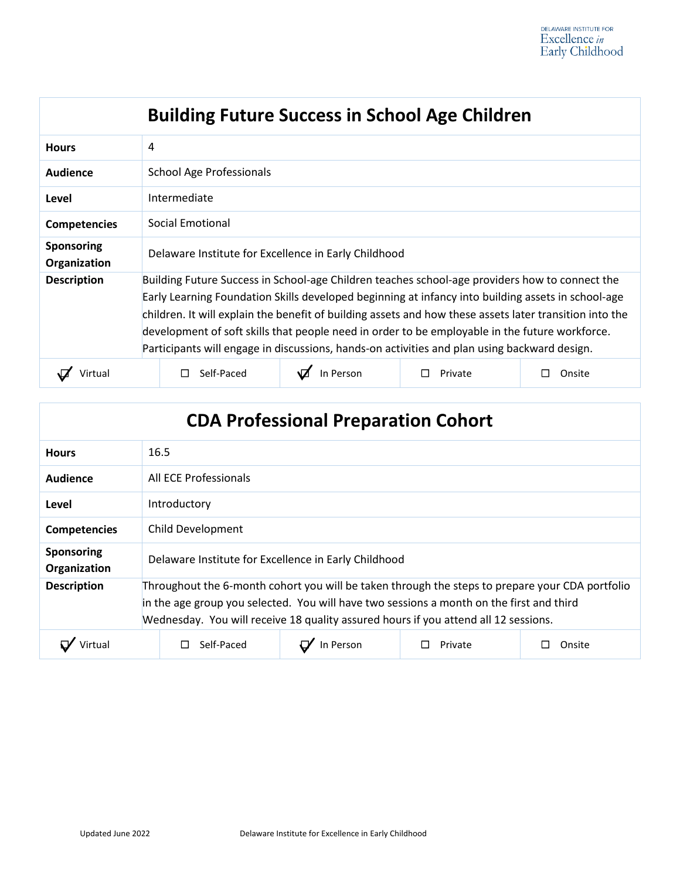## Building Future Success in School Age Children

| | |
|---|---|
| **Hours** | 4 |
| **Audience** | School Age Professionals |
| **Level** | Intermediate |
| **Competencies** | Social Emotional |
| **Sponsoring Organization** | Delaware Institute for Excellence in Early Childhood |
| **Description** | Building Future Success in School-age Children teaches school-age providers how to connect the Early Learning Foundation Skills developed beginning at infancy into building assets in school-age children. It will explain the benefit of building assets and how these assets later transition into the development of soft skills that people need in order to be employable in the future workforce. Participants will engage in discussions, hands-on activities and plan using backward design. |

☑ Virtual ☐ Self-Paced ☑ In Person ☐ Private ☐ Onsite

## CDA Professional Preparation Cohort

| | |
|---|---|
| **Hours** | 16.5 |
| **Audience** | All ECE Professionals |
| **Level** | Introductory |
| **Competencies** | Child Development |
| **Sponsoring Organization** | Delaware Institute for Excellence in Early Childhood |
| **Description** | Throughout the 6-month cohort you will be taken through the steps to prepare your CDA portfolio in the age group you selected. You will have two sessions a month on the first and third Wednesday. You will receive 18 quality assured hours if you attend all 12 sessions. |

☑ Virtual ☐ Self-Paced ☑ In Person ☐ Private ☐ Onsite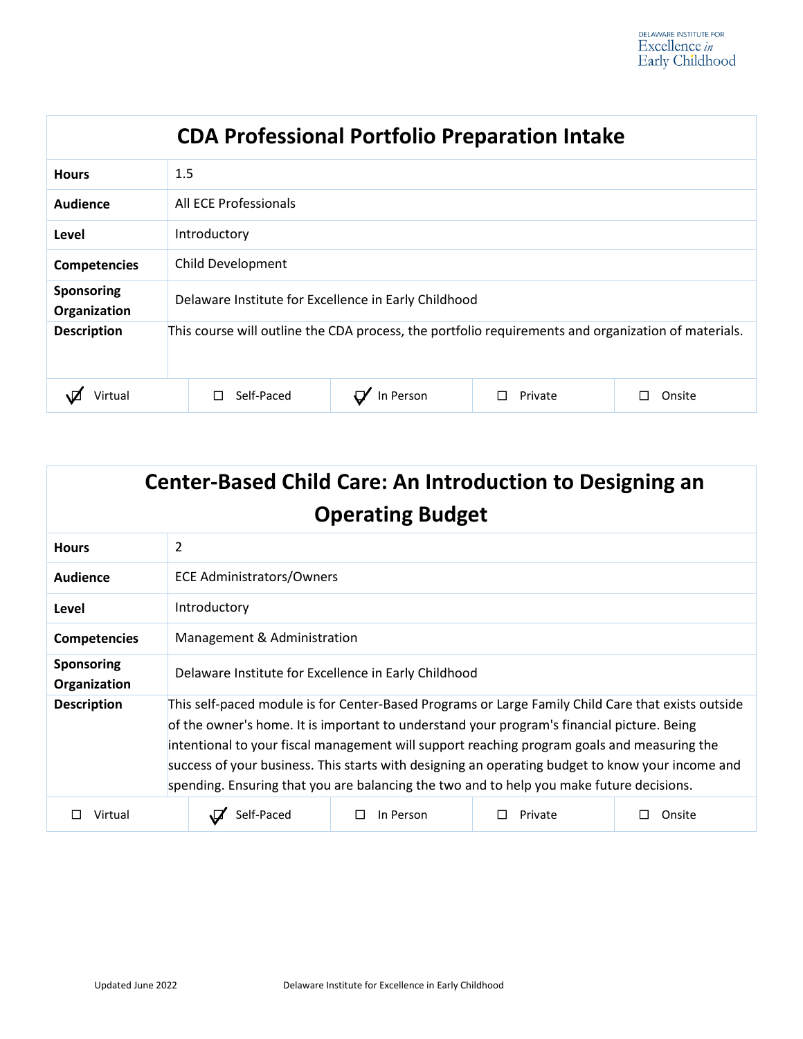## CDA Professional Portfolio Preparation Intake

| | |
|---|---|
| **Hours** | 1.5 |
| **Audience** | All ECE Professionals |
| **Level** | Introductory |
| **Competencies** | Child Development |
| **Sponsoring Organization** | Delaware Institute for Excellence in Early Childhood |
| **Description** | This course will outline the CDA process, the portfolio requirements and organization of materials. |

| ☑ Virtual | ☐ Self-Paced | ☑ In Person | ☐ Private | ☐ Onsite |
|---|---|---|---|---|

## Center-Based Child Care: An Introduction to Designing an Operating Budget

| | |
|---|---|
| **Hours** | 2 |
| **Audience** | ECE Administrators/Owners |
| **Level** | Introductory |
| **Competencies** | Management & Administration |
| **Sponsoring Organization** | Delaware Institute for Excellence in Early Childhood |
| **Description** | This self-paced module is for Center-Based Programs or Large Family Child Care that exists outside of the owner's home. It is important to understand your program's financial picture. Being intentional to your fiscal management will support reaching program goals and measuring the success of your business. This starts with designing an operating budget to know your income and spending. Ensuring that you are balancing the two and to help you make future decisions. |

| ☐ Virtual | ☑ Self-Paced | ☐ In Person | ☐ Private | ☐ Onsite |
|---|---|---|---|---|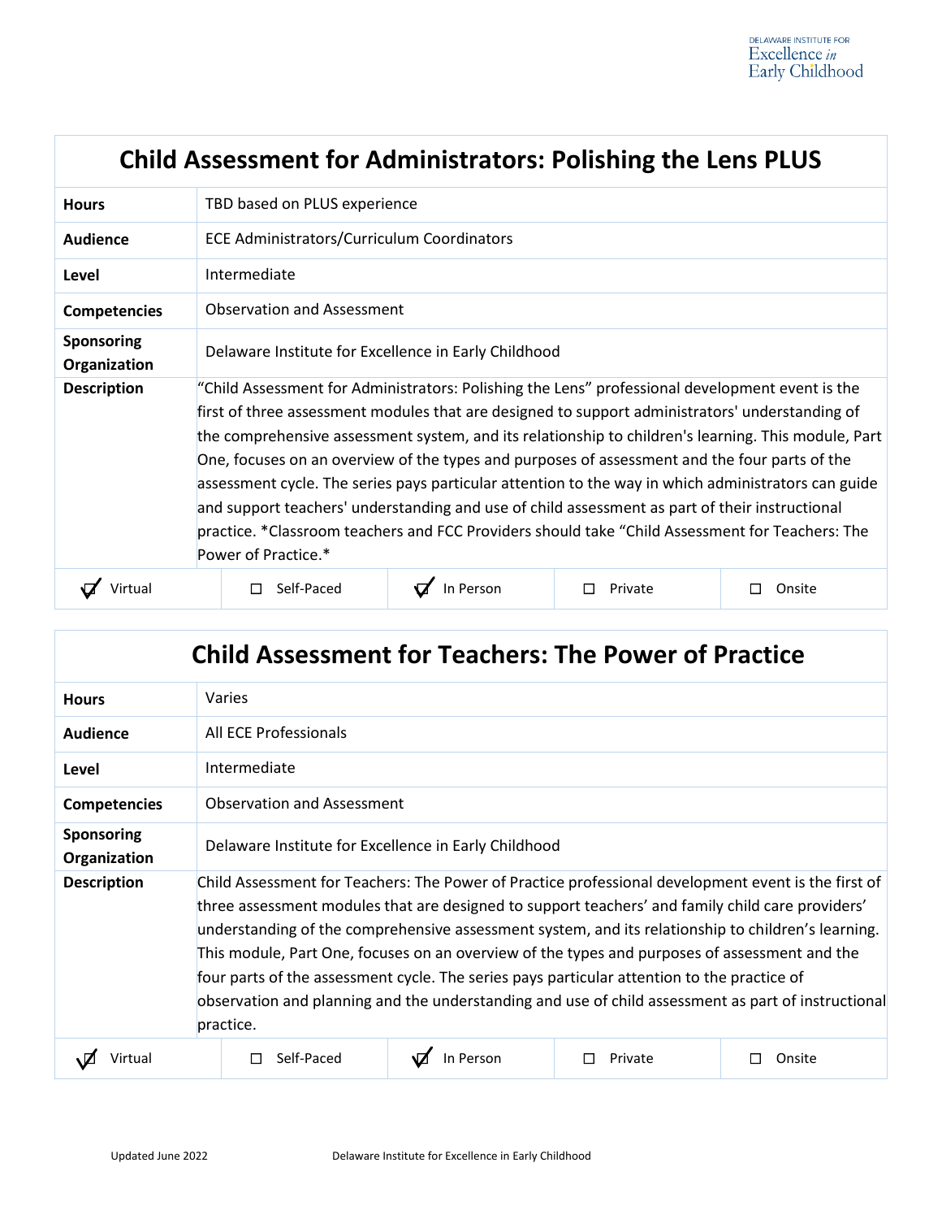## Child Assessment for Administrators: Polishing the Lens PLUS

| | |
|---|---|
| **Hours** | TBD based on PLUS experience |
| **Audience** | ECE Administrators/Curriculum Coordinators |
| **Level** | Intermediate |
| **Competencies** | Observation and Assessment |
| **Sponsoring Organization** | Delaware Institute for Excellence in Early Childhood |
| **Description** | "Child Assessment for Administrators: Polishing the Lens" professional development event is the first of three assessment modules that are designed to support administrators' understanding of the comprehensive assessment system, and its relationship to children's learning. This module, Part One, focuses on an overview of the types and purposes of assessment and the four parts of the assessment cycle. The series pays particular attention to the way in which administrators can guide and support teachers' understanding and use of child assessment as part of their instructional practice. *Classroom teachers and FCC Providers should take "Child Assessment for Teachers: The Power of Practice.* |

| ☑ Virtual | ☐ Self-Paced | ☑ In Person | ☐ Private | ☐ Onsite |
|---|---|---|---|---|

## Child Assessment for Teachers: The Power of Practice

| | |
|---|---|
| **Hours** | Varies |
| **Audience** | All ECE Professionals |
| **Level** | Intermediate |
| **Competencies** | Observation and Assessment |
| **Sponsoring Organization** | Delaware Institute for Excellence in Early Childhood |
| **Description** | Child Assessment for Teachers: The Power of Practice professional development event is the first of three assessment modules that are designed to support teachers' and family child care providers' understanding of the comprehensive assessment system, and its relationship to children's learning. This module, Part One, focuses on an overview of the types and purposes of assessment and the four parts of the assessment cycle. The series pays particular attention to the practice of observation and planning and the understanding and use of child assessment as part of instructional practice. |

| ☑ Virtual | ☐ Self-Paced | ☑ In Person | ☐ Private | ☐ Onsite |
|---|---|---|---|---|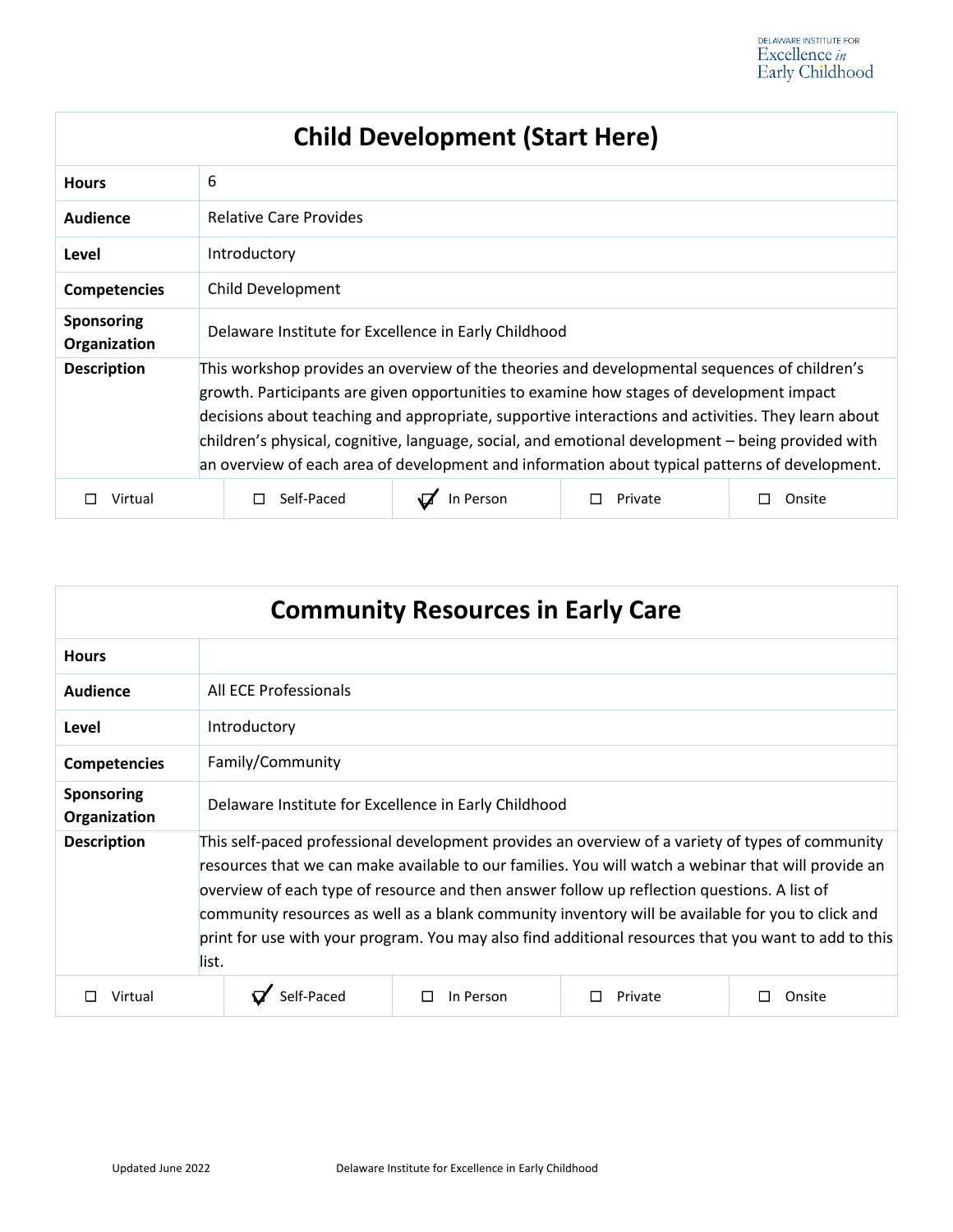## Child Development (Start Here)

| | |
|---|---|
| **Hours** | 6 |
| **Audience** | Relative Care Provides |
| **Level** | Introductory |
| **Competencies** | Child Development |
| **Sponsoring Organization** | Delaware Institute for Excellence in Early Childhood |
| **Description** | This workshop provides an overview of the theories and developmental sequences of children's growth. Participants are given opportunities to examine how stages of development impact decisions about teaching and appropriate, supportive interactions and activities. They learn about children's physical, cognitive, language, social, and emotional development – being provided with an overview of each area of development and information about typical patterns of development. |

| ☐ Virtual | ☐ Self-Paced | ☑ In Person | ☐ Private | ☐ Onsite |
|---|---|---|---|---|

## Community Resources in Early Care

| | |
|---|---|
| **Hours** | |
| **Audience** | All ECE Professionals |
| **Level** | Introductory |
| **Competencies** | Family/Community |
| **Sponsoring Organization** | Delaware Institute for Excellence in Early Childhood |
| **Description** | This self-paced professional development provides an overview of a variety of types of community resources that we can make available to our families. You will watch a webinar that will provide an overview of each type of resource and then answer follow up reflection questions. A list of community resources as well as a blank community inventory will be available for you to click and print for use with your program. You may also find additional resources that you want to add to this list. |

| ☐ Virtual | ☑ Self-Paced | ☐ In Person | ☐ Private | ☐ Onsite |
|---|---|---|---|---|

Updated June 2022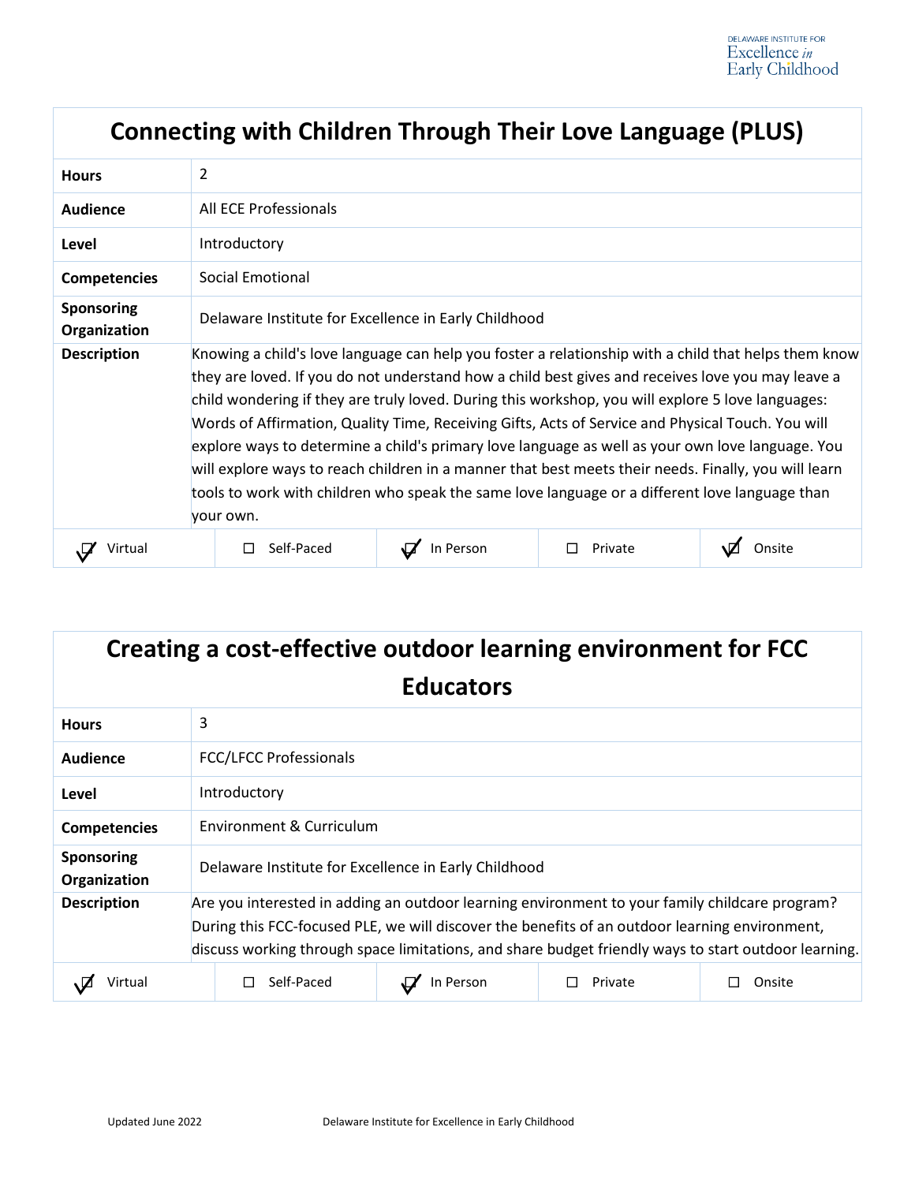## Connecting with Children Through Their Love Language (PLUS)

| | |
|---|---|
| **Hours** | 2 |
| **Audience** | All ECE Professionals |
| **Level** | Introductory |
| **Competencies** | Social Emotional |
| **Sponsoring Organization** | Delaware Institute for Excellence in Early Childhood |
| **Description** | Knowing a child's love language can help you foster a relationship with a child that helps them know they are loved. If you do not understand how a child best gives and receives love you may leave a child wondering if they are truly loved. During this workshop, you will explore 5 love languages: Words of Affirmation, Quality Time, Receiving Gifts, Acts of Service and Physical Touch. You will explore ways to determine a child's primary love language as well as your own love language. You will explore ways to reach children in a manner that best meets their needs. Finally, you will learn tools to work with children who speak the same love language or a different love language than your own. |

| ☑ Virtual | ☐ Self-Paced | ☑ In Person | ☐ Private | ☑ Onsite |
|---|---|---|---|---|

## Creating a cost-effective outdoor learning environment for FCC Educators

| | |
|---|---|
| **Hours** | 3 |
| **Audience** | FCC/LFCC Professionals |
| **Level** | Introductory |
| **Competencies** | Environment & Curriculum |
| **Sponsoring Organization** | Delaware Institute for Excellence in Early Childhood |
| **Description** | Are you interested in adding an outdoor learning environment to your family childcare program? During this FCC-focused PLE, we will discover the benefits of an outdoor learning environment, discuss working through space limitations, and share budget friendly ways to start outdoor learning. |

| ☑ Virtual | ☐ Self-Paced | ☑ In Person | ☐ Private | ☐ Onsite |
|---|---|---|---|---|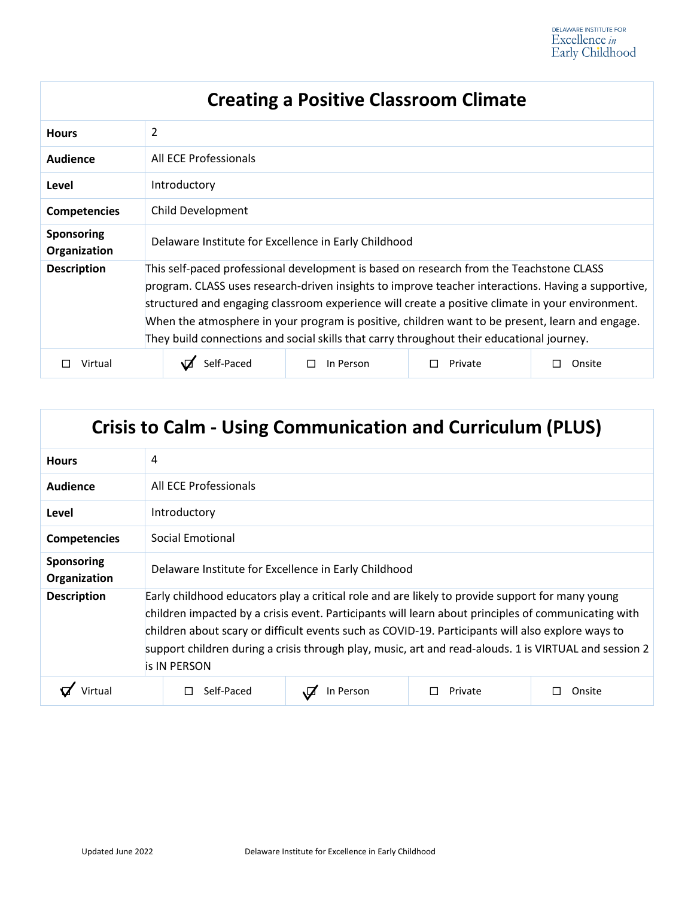## Creating a Positive Classroom Climate

| | |
|---|---|
| **Hours** | 2 |
| **Audience** | All ECE Professionals |
| **Level** | Introductory |
| **Competencies** | Child Development |
| **Sponsoring Organization** | Delaware Institute for Excellence in Early Childhood |
| **Description** | This self-paced professional development is based on research from the Teachstone CLASS program. CLASS uses research-driven insights to improve teacher interactions. Having a supportive, structured and engaging classroom experience will create a positive climate in your environment. When the atmosphere in your program is positive, children want to be present, learn and engage. They build connections and social skills that carry throughout their educational journey. |

| ☐ Virtual | ☑ Self-Paced | ☐ In Person | ☐ Private | ☐ Onsite |
|---|---|---|---|---|

## Crisis to Calm - Using Communication and Curriculum (PLUS)

| | |
|---|---|
| **Hours** | 4 |
| **Audience** | All ECE Professionals |
| **Level** | Introductory |
| **Competencies** | Social Emotional |
| **Sponsoring Organization** | Delaware Institute for Excellence in Early Childhood |
| **Description** | Early childhood educators play a critical role and are likely to provide support for many young children impacted by a crisis event. Participants will learn about principles of communicating with children about scary or difficult events such as COVID-19. Participants will also explore ways to support children during a crisis through play, music, art and read-alouds. 1 is VIRTUAL and session 2 is IN PERSON |

| ☑ Virtual | ☐ Self-Paced | ☑ In Person | ☐ Private | ☐ Onsite |
|---|---|---|---|---|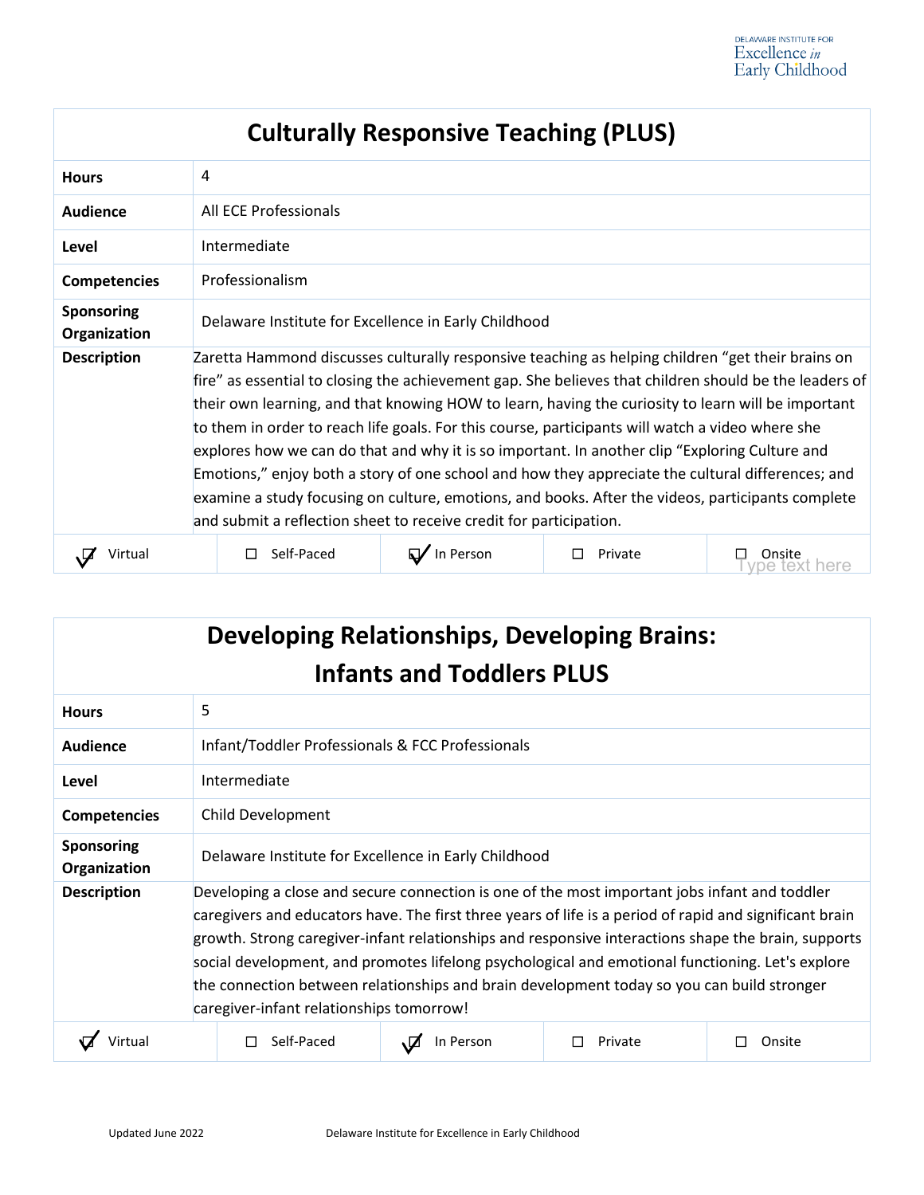## Culturally Responsive Teaching (PLUS)

| | |
|---|---|
| **Hours** | 4 |
| **Audience** | All ECE Professionals |
| **Level** | Intermediate |
| **Competencies** | Professionalism |
| **Sponsoring Organization** | Delaware Institute for Excellence in Early Childhood |
| **Description** | Zaretta Hammond discusses culturally responsive teaching as helping children "get their brains on fire" as essential to closing the achievement gap. She believes that children should be the leaders of their own learning, and that knowing HOW to learn, having the curiosity to learn will be important to them in order to reach life goals. For this course, participants will watch a video where she explores how we can do that and why it is so important. In another clip "Exploring Culture and Emotions," enjoy both a story of one school and how they appreciate the cultural differences; and examine a study focusing on culture, emotions, and books. After the videos, participants complete and submit a reflection sheet to receive credit for participation. |

| ☑ Virtual | ☐ Self-Paced | ☑ In Person | ☐ Private | ☐ Onsite |
|---|---|---|---|---|

## Developing Relationships, Developing Brains: Infants and Toddlers PLUS

| | |
|---|---|
| **Hours** | 5 |
| **Audience** | Infant/Toddler Professionals & FCC Professionals |
| **Level** | Intermediate |
| **Competencies** | Child Development |
| **Sponsoring Organization** | Delaware Institute for Excellence in Early Childhood |
| **Description** | Developing a close and secure connection is one of the most important jobs infant and toddler caregivers and educators have. The first three years of life is a period of rapid and significant brain growth. Strong caregiver-infant relationships and responsive interactions shape the brain, supports social development, and promotes lifelong psychological and emotional functioning. Let's explore the connection between relationships and brain development today so you can build stronger caregiver-infant relationships tomorrow! |

| ☑ Virtual | ☐ Self-Paced | ☑ In Person | ☐ Private | ☐ Onsite |
|---|---|---|---|---|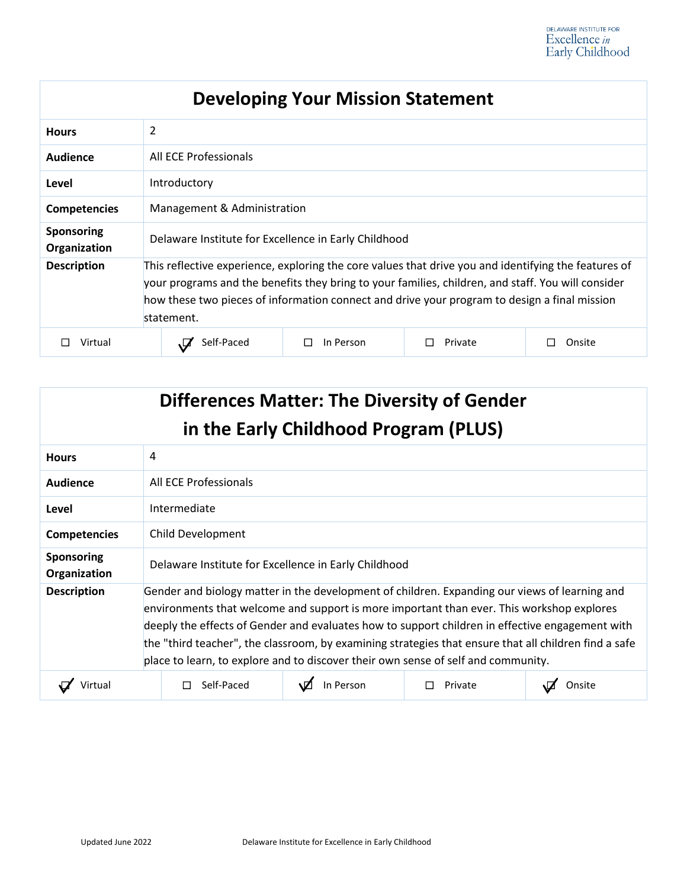## Developing Your Mission Statement

| | |
|---|---|
| **Hours** | 2 |
| **Audience** | All ECE Professionals |
| **Level** | Introductory |
| **Competencies** | Management & Administration |
| **Sponsoring Organization** | Delaware Institute for Excellence in Early Childhood |
| **Description** | This reflective experience, exploring the core values that drive you and identifying the features of your programs and the benefits they bring to your families, children, and staff. You will consider how these two pieces of information connect and drive your program to design a final mission statement. |

| ☐ Virtual | ☑ Self-Paced | ☐ In Person | ☐ Private | ☐ Onsite |
|---|---|---|---|---|

## Differences Matter: The Diversity of Gender in the Early Childhood Program (PLUS)

| | |
|---|---|
| **Hours** | 4 |
| **Audience** | All ECE Professionals |
| **Level** | Intermediate |
| **Competencies** | Child Development |
| **Sponsoring Organization** | Delaware Institute for Excellence in Early Childhood |
| **Description** | Gender and biology matter in the development of children. Expanding our views of learning and environments that welcome and support is more important than ever. This workshop explores deeply the effects of Gender and evaluates how to support children in effective engagement with the "third teacher", the classroom, by examining strategies that ensure that all children find a safe place to learn, to explore and to discover their own sense of self and community. |

| ☑ Virtual | ☐ Self-Paced | ☑ In Person | ☐ Private | ☑ Onsite |
|---|---|---|---|---|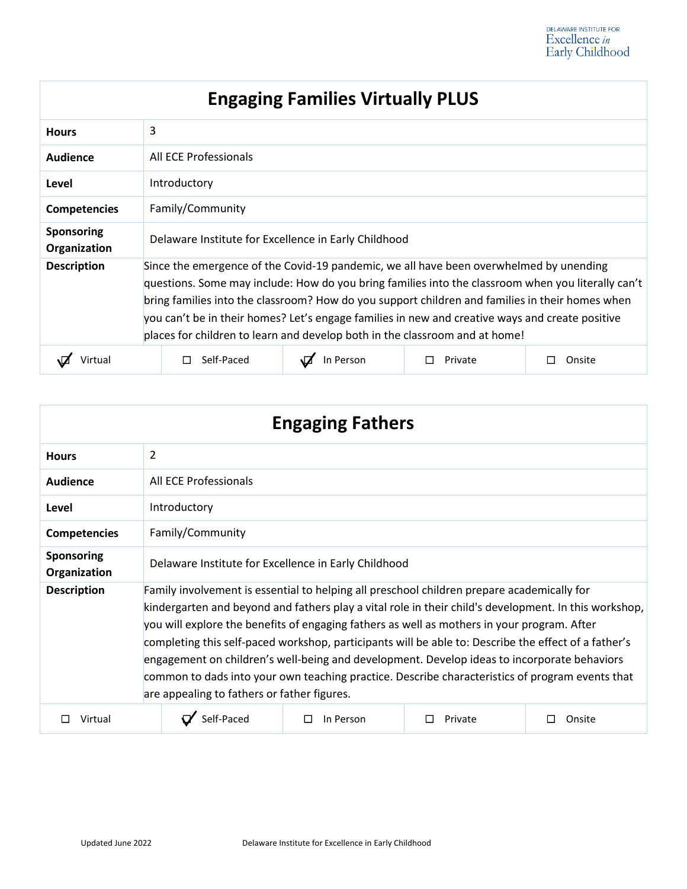## Engaging Families Virtually PLUS

| | |
|---|---|
| **Hours** | 3 |
| **Audience** | All ECE Professionals |
| **Level** | Introductory |
| **Competencies** | Family/Community |
| **Sponsoring Organization** | Delaware Institute for Excellence in Early Childhood |
| **Description** | Since the emergence of the Covid-19 pandemic, we all have been overwhelmed by unending questions. Some may include: How do you bring families into the classroom when you literally can't bring families into the classroom? How do you support children and families in their homes when you can't be in their homes? Let's engage families in new and creative ways and create positive places for children to learn and develop both in the classroom and at home! |

| ☑ Virtual | ☐ Self-Paced | ☑ In Person | ☐ Private | ☐ Onsite |
|---|---|---|---|---|

## Engaging Fathers

| | |
|---|---|
| **Hours** | 2 |
| **Audience** | All ECE Professionals |
| **Level** | Introductory |
| **Competencies** | Family/Community |
| **Sponsoring Organization** | Delaware Institute for Excellence in Early Childhood |
| **Description** | Family involvement is essential to helping all preschool children prepare academically for kindergarten and beyond and fathers play a vital role in their child's development. In this workshop, you will explore the benefits of engaging fathers as well as mothers in your program. After completing this self-paced workshop, participants will be able to: Describe the effect of a father's engagement on children's well-being and development. Develop ideas to incorporate behaviors common to dads into your own teaching practice. Describe characteristics of program events that are appealing to fathers or father figures. |

| ☐ Virtual | ☑ Self-Paced | ☐ In Person | ☐ Private | ☐ Onsite |
|---|---|---|---|---|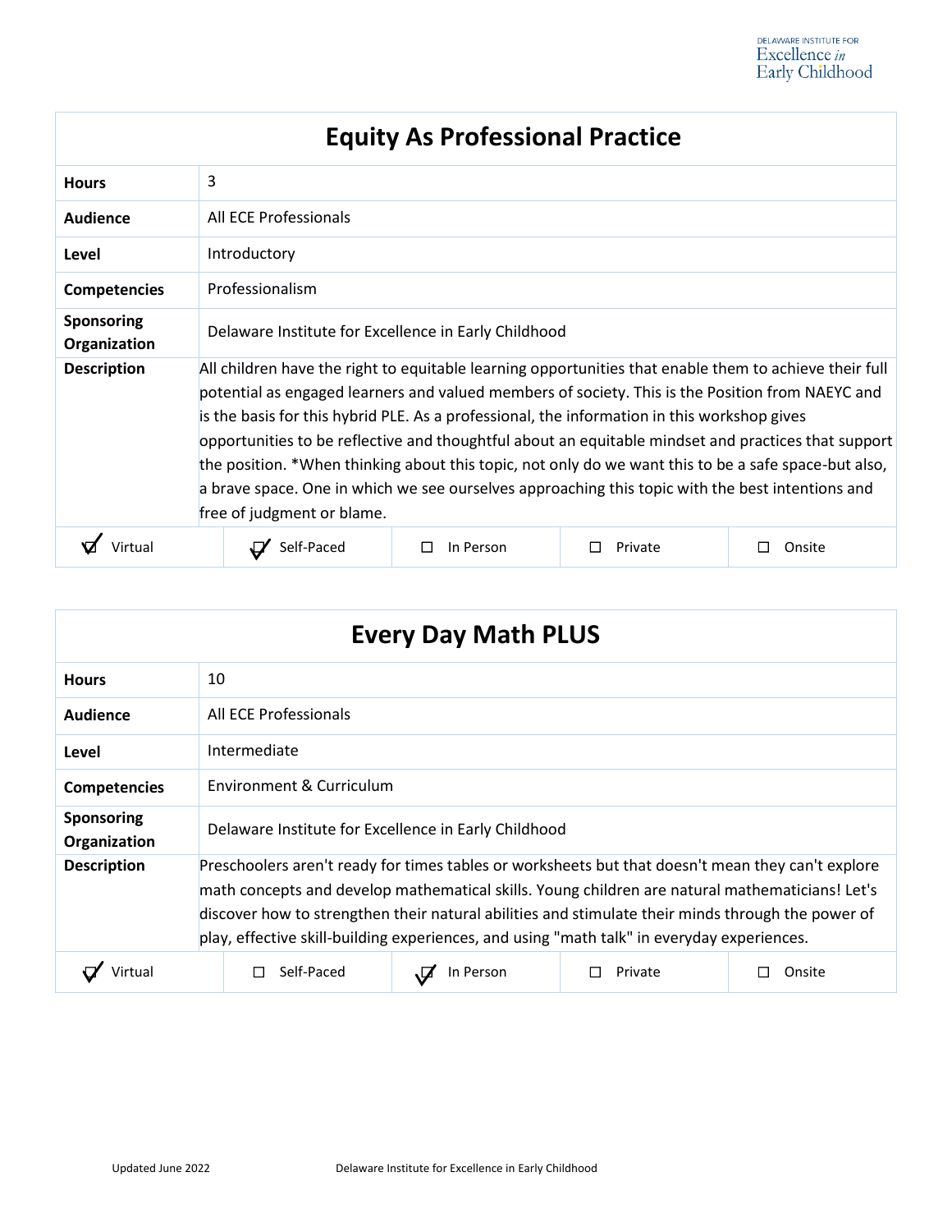## Equity As Professional Practice

| | |
|---|---|
| **Hours** | 3 |
| **Audience** | All ECE Professionals |
| **Level** | Introductory |
| **Competencies** | Professionalism |
| **Sponsoring Organization** | Delaware Institute for Excellence in Early Childhood |
| **Description** | All children have the right to equitable learning opportunities that enable them to achieve their full potential as engaged learners and valued members of society. This is the Position from NAEYC and is the basis for this hybrid PLE. As a professional, the information in this workshop gives opportunities to be reflective and thoughtful about an equitable mindset and practices that support the position. *When thinking about this topic, not only do we want this to be a safe space-but also, a brave space. One in which we see ourselves approaching this topic with the best intentions and free of judgment or blame. |

| ☑ Virtual | ☑ Self-Paced | ☐ In Person | ☐ Private | ☐ Onsite |
|---|---|---|---|---|

## Every Day Math PLUS

| | |
|---|---|
| **Hours** | 10 |
| **Audience** | All ECE Professionals |
| **Level** | Intermediate |
| **Competencies** | Environment & Curriculum |
| **Sponsoring Organization** | Delaware Institute for Excellence in Early Childhood |
| **Description** | Preschoolers aren't ready for times tables or worksheets but that doesn't mean they can't explore math concepts and develop mathematical skills. Young children are natural mathematicians! Let's discover how to strengthen their natural abilities and stimulate their minds through the power of play, effective skill-building experiences, and using "math talk" in everyday experiences. |

| ☑ Virtual | ☐ Self-Paced | ☑ In Person | ☐ Private | ☐ Onsite |
|---|---|---|---|---|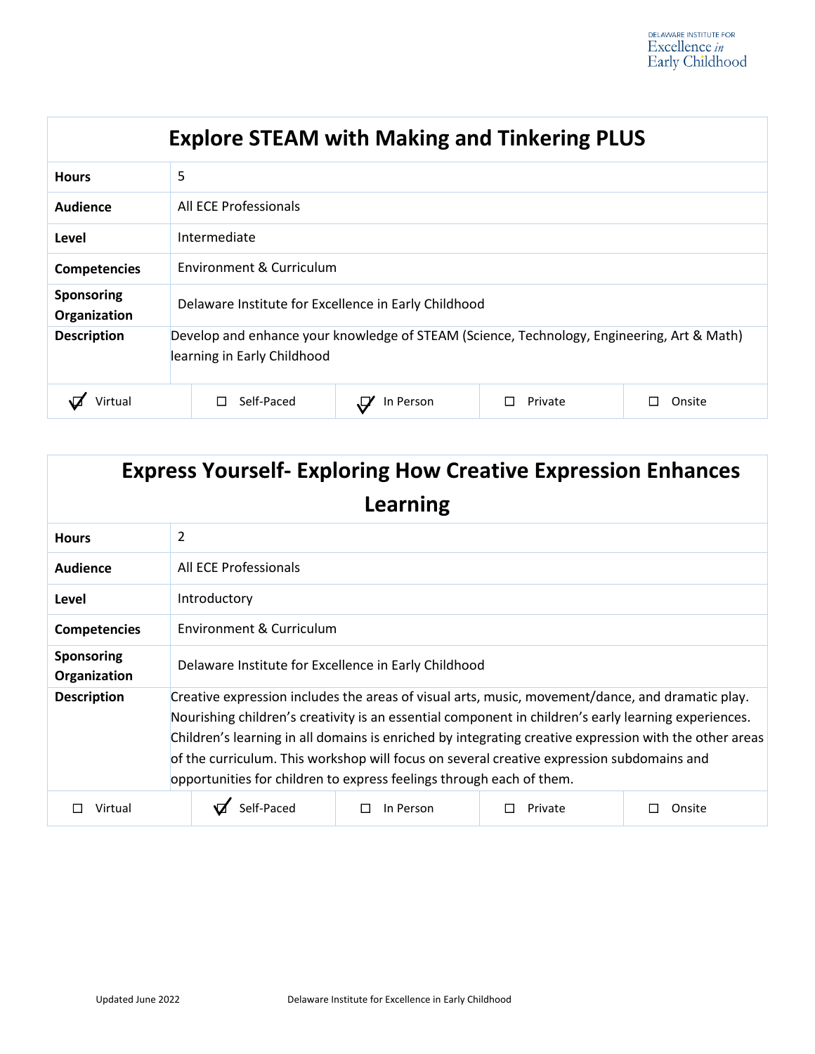## Explore STEAM with Making and Tinkering PLUS

| | |
|---|---|
| **Hours** | 5 |
| **Audience** | All ECE Professionals |
| **Level** | Intermediate |
| **Competencies** | Environment & Curriculum |
| **Sponsoring Organization** | Delaware Institute for Excellence in Early Childhood |
| **Description** | Develop and enhance your knowledge of STEAM (Science, Technology, Engineering, Art & Math) learning in Early Childhood |

| ☑ Virtual | ☐ Self-Paced | ☑ In Person | ☐ Private | ☐ Onsite |
|---|---|---|---|---|

## Express Yourself- Exploring How Creative Expression Enhances Learning

| | |
|---|---|
| **Hours** | 2 |
| **Audience** | All ECE Professionals |
| **Level** | Introductory |
| **Competencies** | Environment & Curriculum |
| **Sponsoring Organization** | Delaware Institute for Excellence in Early Childhood |
| **Description** | Creative expression includes the areas of visual arts, music, movement/dance, and dramatic play. Nourishing children's creativity is an essential component in children's early learning experiences. Children's learning in all domains is enriched by integrating creative expression with the other areas of the curriculum. This workshop will focus on several creative expression subdomains and opportunities for children to express feelings through each of them. |

| ☐ Virtual | ☑ Self-Paced | ☐ In Person | ☐ Private | ☐ Onsite |
|---|---|---|---|---|

Updated June 2022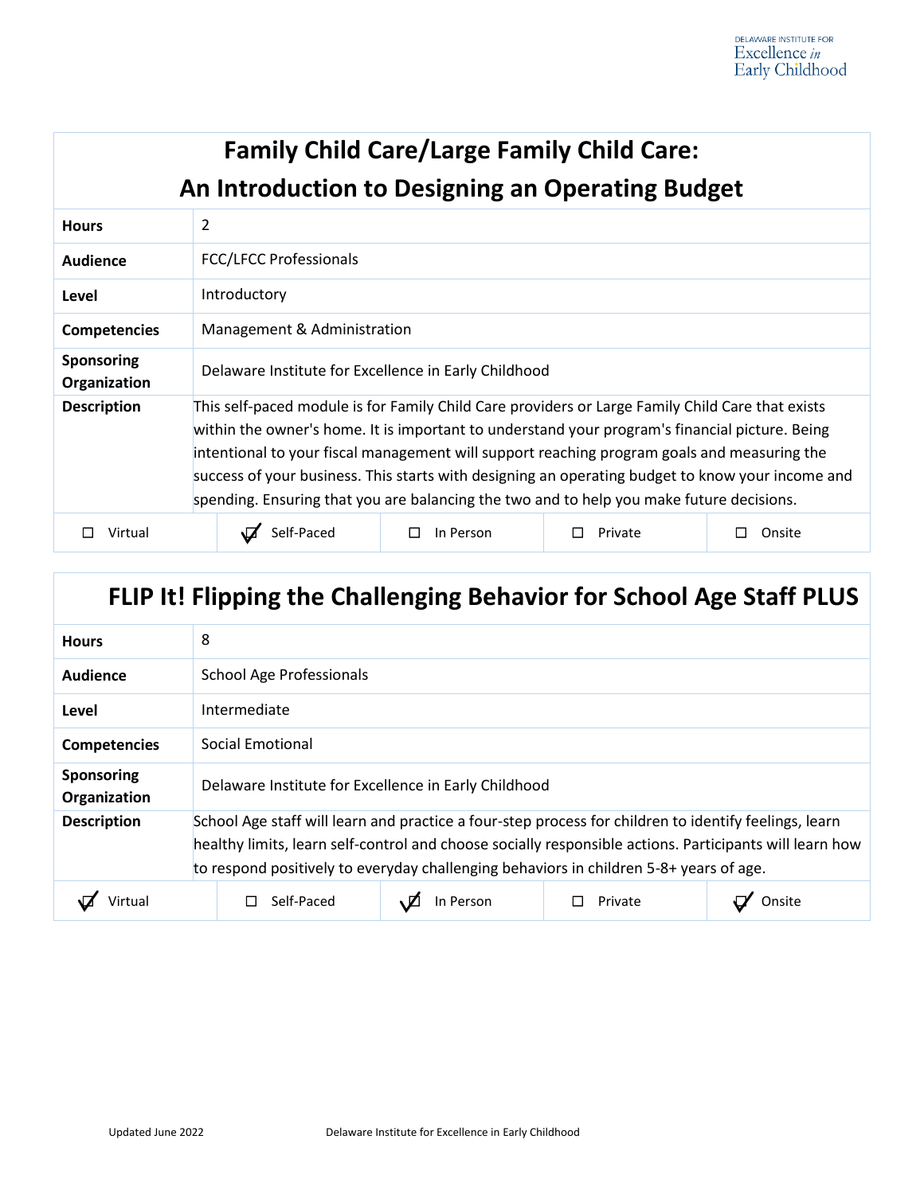## Family Child Care/Large Family Child Care: An Introduction to Designing an Operating Budget

| | |
|---|---|
| **Hours** | 2 |
| **Audience** | FCC/LFCC Professionals |
| **Level** | Introductory |
| **Competencies** | Management & Administration |
| **Sponsoring Organization** | Delaware Institute for Excellence in Early Childhood |
| **Description** | This self-paced module is for Family Child Care providers or Large Family Child Care that exists within the owner's home. It is important to understand your program's financial picture. Being intentional to your fiscal management will support reaching program goals and measuring the success of your business. This starts with designing an operating budget to know your income and spending. Ensuring that you are balancing the two and to help you make future decisions. |

☐ Virtual ☑ Self-Paced ☐ In Person ☐ Private ☐ Onsite

## FLIP It! Flipping the Challenging Behavior for School Age Staff PLUS

| | |
|---|---|
| **Hours** | 8 |
| **Audience** | School Age Professionals |
| **Level** | Intermediate |
| **Competencies** | Social Emotional |
| **Sponsoring Organization** | Delaware Institute for Excellence in Early Childhood |
| **Description** | School Age staff will learn and practice a four-step process for children to identify feelings, learn healthy limits, learn self-control and choose socially responsible actions. Participants will learn how to respond positively to everyday challenging behaviors in children 5-8+ years of age. |

☑ Virtual ☐ Self-Paced ☑ In Person ☐ Private ☑ Onsite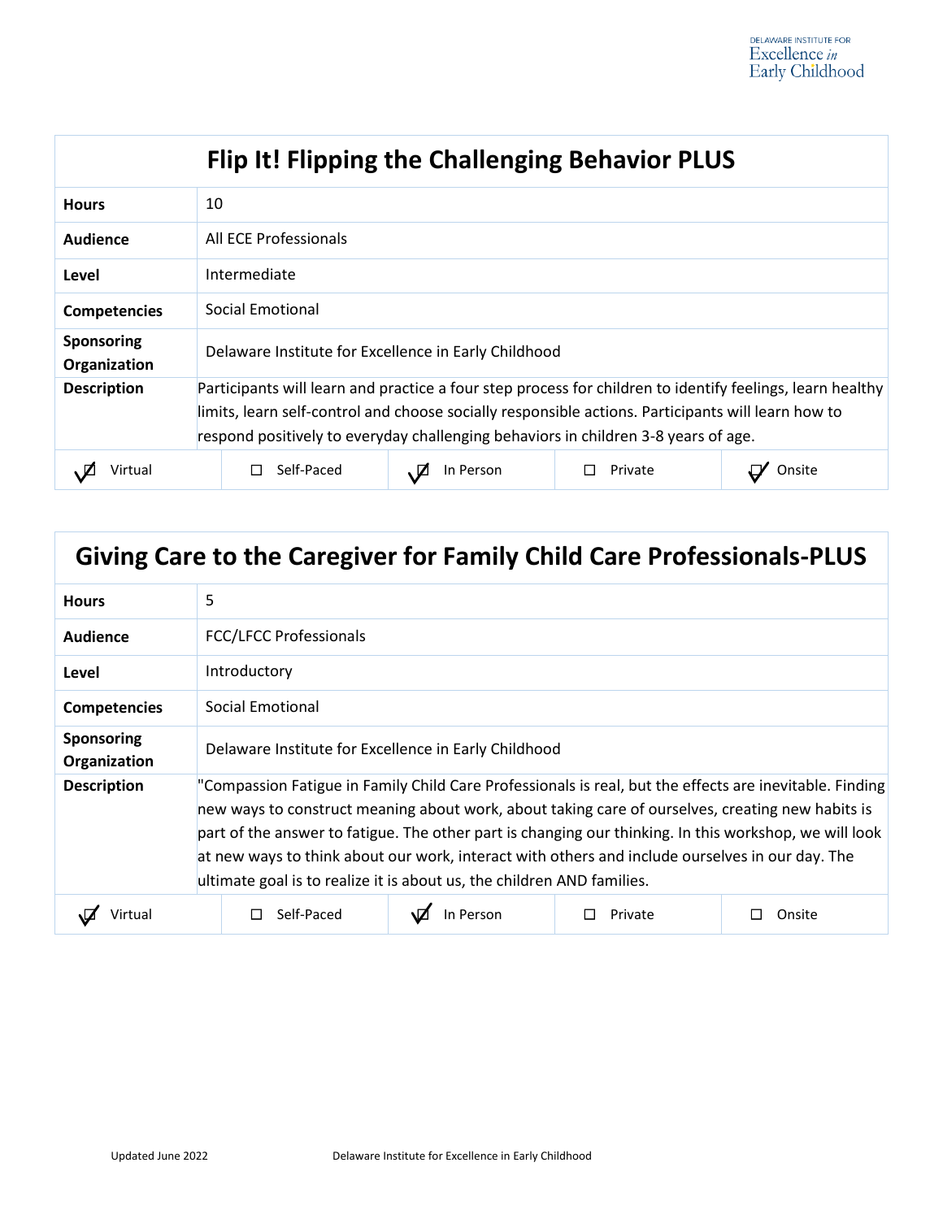## Flip It! Flipping the Challenging Behavior PLUS

| | |
|---|---|
| **Hours** | 10 |
| **Audience** | All ECE Professionals |
| **Level** | Intermediate |
| **Competencies** | Social Emotional |
| **Sponsoring Organization** | Delaware Institute for Excellence in Early Childhood |
| **Description** | Participants will learn and practice a four step process for children to identify feelings, learn healthy limits, learn self-control and choose socially responsible actions. Participants will learn how to respond positively to everyday challenging behaviors in children 3-8 years of age. |

| ☑ Virtual | ☐ Self-Paced | ☑ In Person | ☐ Private | ☑ Onsite |
|---|---|---|---|---|

## Giving Care to the Caregiver for Family Child Care Professionals-PLUS

| | |
|---|---|
| **Hours** | 5 |
| **Audience** | FCC/LFCC Professionals |
| **Level** | Introductory |
| **Competencies** | Social Emotional |
| **Sponsoring Organization** | Delaware Institute for Excellence in Early Childhood |
| **Description** | "Compassion Fatigue in Family Child Care Professionals is real, but the effects are inevitable. Finding new ways to construct meaning about work, about taking care of ourselves, creating new habits is part of the answer to fatigue. The other part is changing our thinking. In this workshop, we will look at new ways to think about our work, interact with others and include ourselves in our day. The ultimate goal is to realize it is about us, the children AND families. |

| ☑ Virtual | ☐ Self-Paced | ☑ In Person | ☐ Private | ☐ Onsite |
|---|---|---|---|---|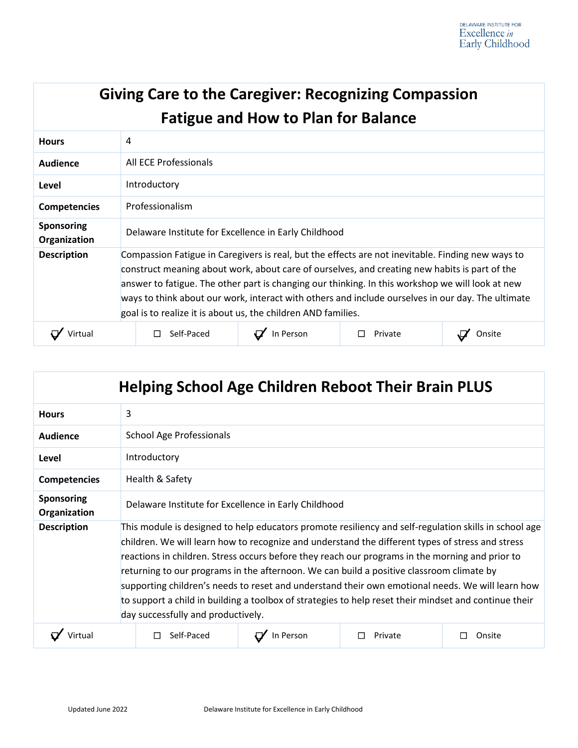## Giving Care to the Caregiver: Recognizing Compassion Fatigue and How to Plan for Balance

| | |
|---|---|
| **Hours** | 4 |
| **Audience** | All ECE Professionals |
| **Level** | Introductory |
| **Competencies** | Professionalism |
| **Sponsoring Organization** | Delaware Institute for Excellence in Early Childhood |
| **Description** | Compassion Fatigue in Caregivers is real, but the effects are not inevitable. Finding new ways to construct meaning about work, about care of ourselves, and creating new habits is part of the answer to fatigue. The other part is changing our thinking. In this workshop we will look at new ways to think about our work, interact with others and include ourselves in our day. The ultimate goal is to realize it is about us, the children AND families. |

| ☑ Virtual | ☐ Self-Paced | ☑ In Person | ☐ Private | ☑ Onsite |
|---|---|---|---|---|

## Helping School Age Children Reboot Their Brain PLUS

| | |
|---|---|
| **Hours** | 3 |
| **Audience** | School Age Professionals |
| **Level** | Introductory |
| **Competencies** | Health & Safety |
| **Sponsoring Organization** | Delaware Institute for Excellence in Early Childhood |
| **Description** | This module is designed to help educators promote resiliency and self-regulation skills in school age children. We will learn how to recognize and understand the different types of stress and stress reactions in children. Stress occurs before they reach our programs in the morning and prior to returning to our programs in the afternoon. We can build a positive classroom climate by supporting children's needs to reset and understand their own emotional needs. We will learn how to support a child in building a toolbox of strategies to help reset their mindset and continue their day successfully and productively. |

| ☑ Virtual | ☐ Self-Paced | ☑ In Person | ☐ Private | ☐ Onsite |
|---|---|---|---|---|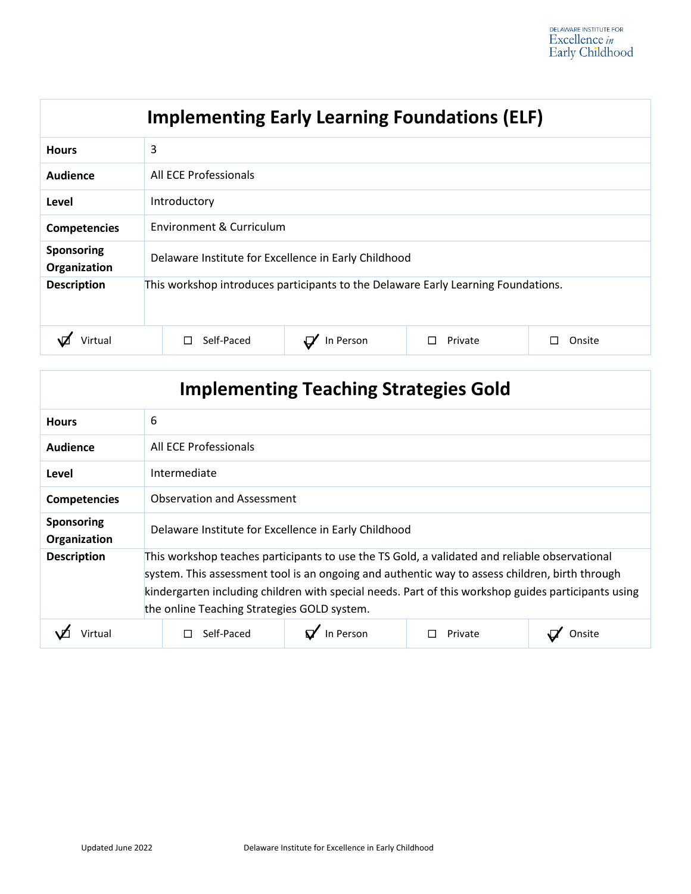## Implementing Early Learning Foundations (ELF)

| | |
|---|---|
| **Hours** | 3 |
| **Audience** | All ECE Professionals |
| **Level** | Introductory |
| **Competencies** | Environment & Curriculum |
| **Sponsoring Organization** | Delaware Institute for Excellence in Early Childhood |
| **Description** | This workshop introduces participants to the Delaware Early Learning Foundations. |

| ☑ Virtual | ☐ Self-Paced | ☑ In Person | ☐ Private | ☐ Onsite |
|---|---|---|---|---|

## Implementing Teaching Strategies Gold

| | |
|---|---|
| **Hours** | 6 |
| **Audience** | All ECE Professionals |
| **Level** | Intermediate |
| **Competencies** | Observation and Assessment |
| **Sponsoring Organization** | Delaware Institute for Excellence in Early Childhood |
| **Description** | This workshop teaches participants to use the TS Gold, a validated and reliable observational system. This assessment tool is an ongoing and authentic way to assess children, birth through kindergarten including children with special needs. Part of this workshop guides participants using the online Teaching Strategies GOLD system. |

| ☑ Virtual | ☐ Self-Paced | ☑ In Person | ☐ Private | ☑ Onsite |
|---|---|---|---|---|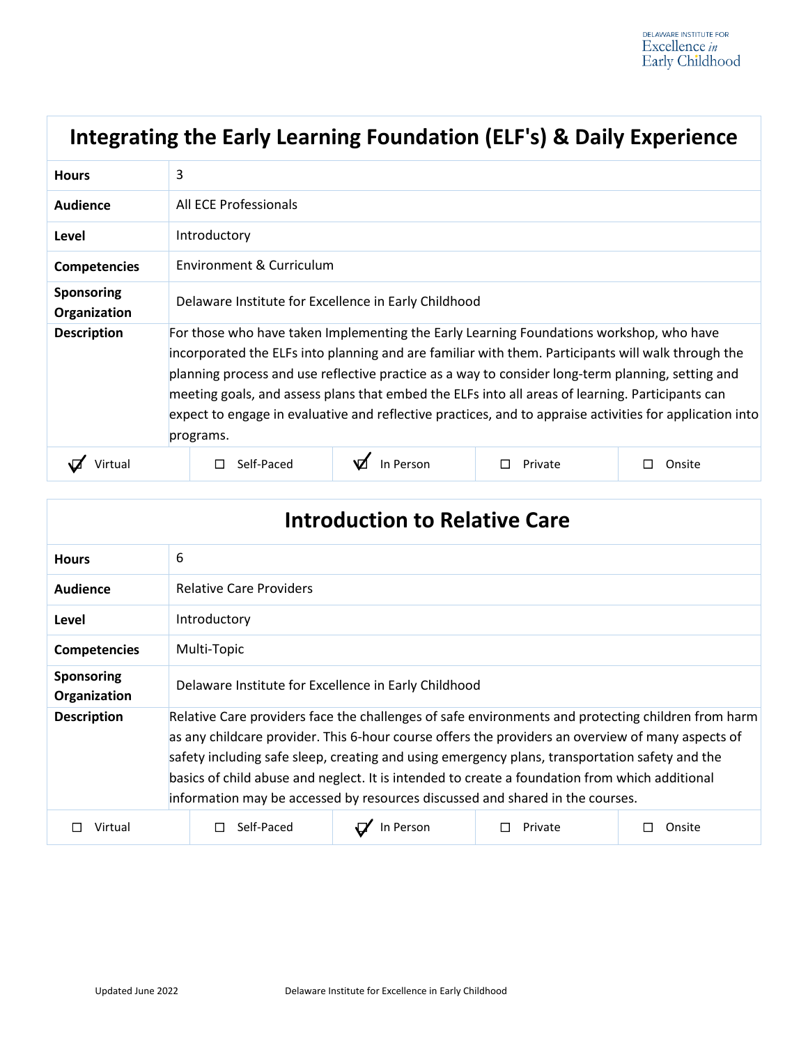## Integrating the Early Learning Foundation (ELF's) & Daily Experience

| | |
|---|---|
| **Hours** | 3 |
| **Audience** | All ECE Professionals |
| **Level** | Introductory |
| **Competencies** | Environment & Curriculum |
| **Sponsoring Organization** | Delaware Institute for Excellence in Early Childhood |
| **Description** | For those who have taken Implementing the Early Learning Foundations workshop, who have incorporated the ELFs into planning and are familiar with them. Participants will walk through the planning process and use reflective practice as a way to consider long-term planning, setting and meeting goals, and assess plans that embed the ELFs into all areas of learning. Participants can expect to engage in evaluative and reflective practices, and to appraise activities for application into programs. |

☑ Virtual ☐ Self-Paced ☑ In Person ☐ Private ☐ Onsite

## Introduction to Relative Care

| | |
|---|---|
| **Hours** | 6 |
| **Audience** | Relative Care Providers |
| **Level** | Introductory |
| **Competencies** | Multi-Topic |
| **Sponsoring Organization** | Delaware Institute for Excellence in Early Childhood |
| **Description** | Relative Care providers face the challenges of safe environments and protecting children from harm as any childcare provider. This 6-hour course offers the providers an overview of many aspects of safety including safe sleep, creating and using emergency plans, transportation safety and the basics of child abuse and neglect. It is intended to create a foundation from which additional information may be accessed by resources discussed and shared in the courses. |

☐ Virtual ☐ Self-Paced ☑ In Person ☐ Private ☐ Onsite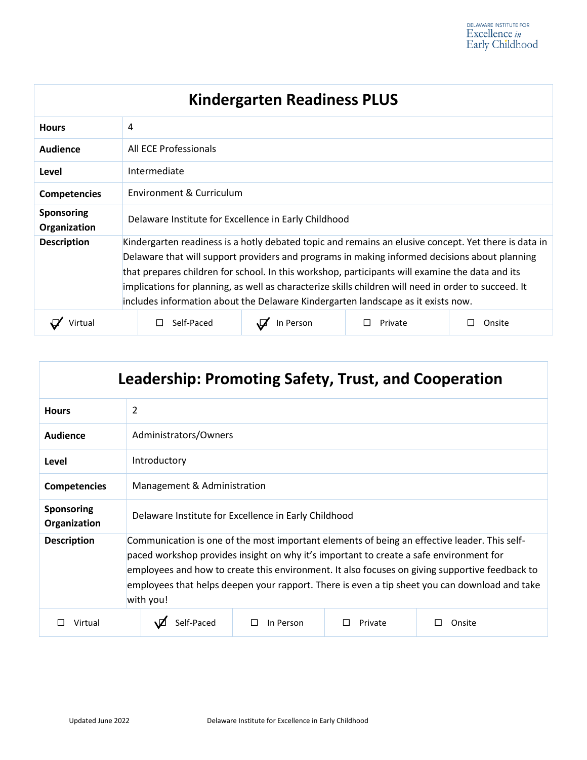## Kindergarten Readiness PLUS

| | |
|---|---|
| **Hours** | 4 |
| **Audience** | All ECE Professionals |
| **Level** | Intermediate |
| **Competencies** | Environment & Curriculum |
| **Sponsoring Organization** | Delaware Institute for Excellence in Early Childhood |
| **Description** | Kindergarten readiness is a hotly debated topic and remains an elusive concept. Yet there is data in Delaware that will support providers and programs in making informed decisions about planning that prepares children for school. In this workshop, participants will examine the data and its implications for planning, as well as characterize skills children will need in order to succeed. It includes information about the Delaware Kindergarten landscape as it exists now. |

| ☑ Virtual | ☐ Self-Paced | ☑ In Person | ☐ Private | ☐ Onsite |
|---|---|---|---|---|

## Leadership: Promoting Safety, Trust, and Cooperation

| | |
|---|---|
| **Hours** | 2 |
| **Audience** | Administrators/Owners |
| **Level** | Introductory |
| **Competencies** | Management & Administration |
| **Sponsoring Organization** | Delaware Institute for Excellence in Early Childhood |
| **Description** | Communication is one of the most important elements of being an effective leader. This self-paced workshop provides insight on why it's important to create a safe environment for employees and how to create this environment. It also focuses on giving supportive feedback to employees that helps deepen your rapport. There is even a tip sheet you can download and take with you! |

| ☐ Virtual | ☑ Self-Paced | ☐ In Person | ☐ Private | ☐ Onsite |
|---|---|---|---|---|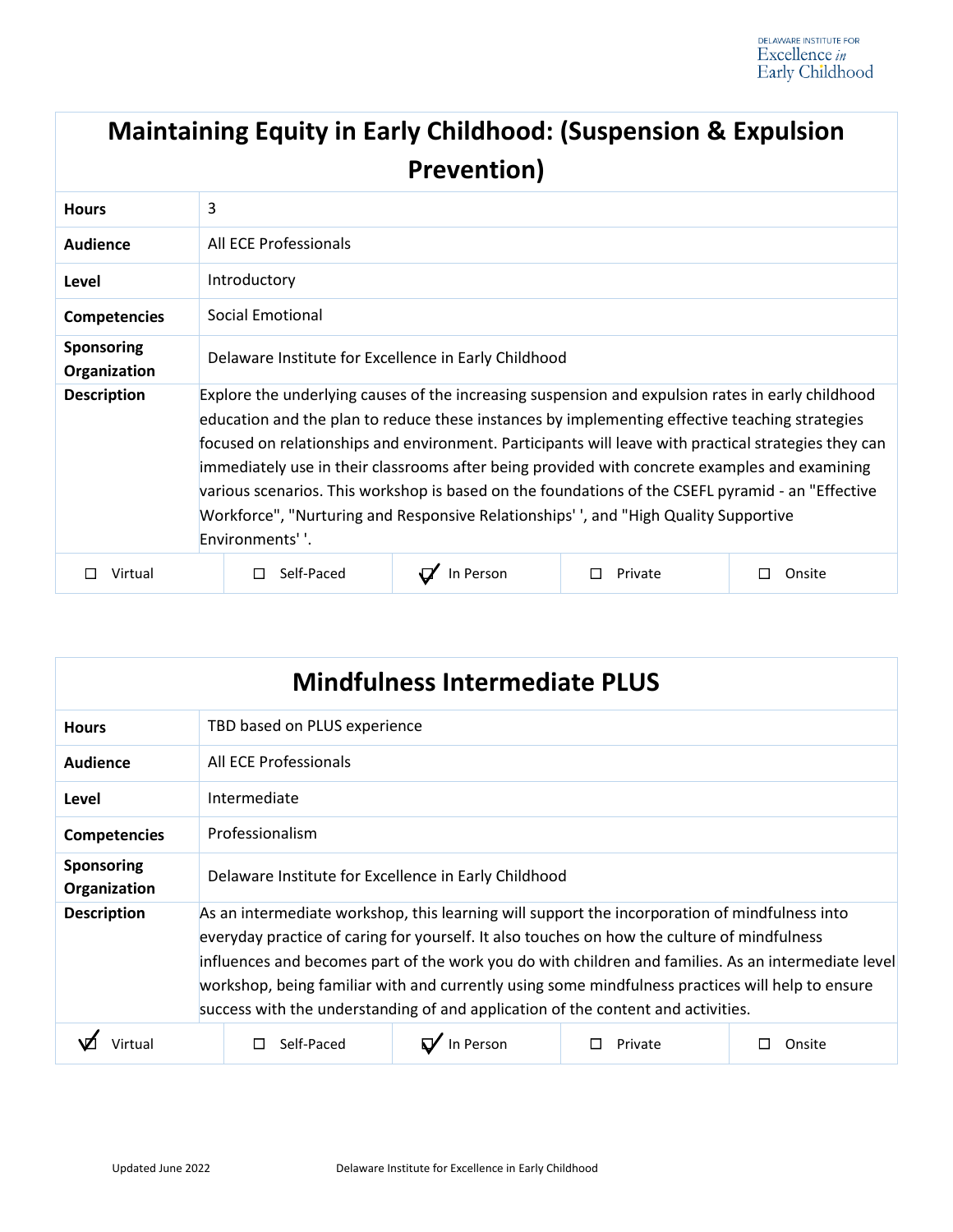## Maintaining Equity in Early Childhood: (Suspension & Expulsion Prevention)

| | |
|---|---|
| **Hours** | 3 |
| **Audience** | All ECE Professionals |
| **Level** | Introductory |
| **Competencies** | Social Emotional |
| **Sponsoring Organization** | Delaware Institute for Excellence in Early Childhood |
| **Description** | Explore the underlying causes of the increasing suspension and expulsion rates in early childhood education and the plan to reduce these instances by implementing effective teaching strategies focused on relationships and environment. Participants will leave with practical strategies they can immediately use in their classrooms after being provided with concrete examples and examining various scenarios. This workshop is based on the foundations of the CSEFL pyramid - an "Effective Workforce", "Nurturing and Responsive Relationships' ', and "High Quality Supportive Environments' '. |

| ☐ Virtual | ☐ Self-Paced | ☑ In Person | ☐ Private | ☐ Onsite |
|---|---|---|---|---|

## Mindfulness Intermediate PLUS

| | |
|---|---|
| **Hours** | TBD based on PLUS experience |
| **Audience** | All ECE Professionals |
| **Level** | Intermediate |
| **Competencies** | Professionalism |
| **Sponsoring Organization** | Delaware Institute for Excellence in Early Childhood |
| **Description** | As an intermediate workshop, this learning will support the incorporation of mindfulness into everyday practice of caring for yourself. It also touches on how the culture of mindfulness influences and becomes part of the work you do with children and families. As an intermediate level workshop, being familiar with and currently using some mindfulness practices will help to ensure success with the understanding of and application of the content and activities. |

| ☑ Virtual | ☐ Self-Paced | ☑ In Person | ☐ Private | ☐ Onsite |
|---|---|---|---|---|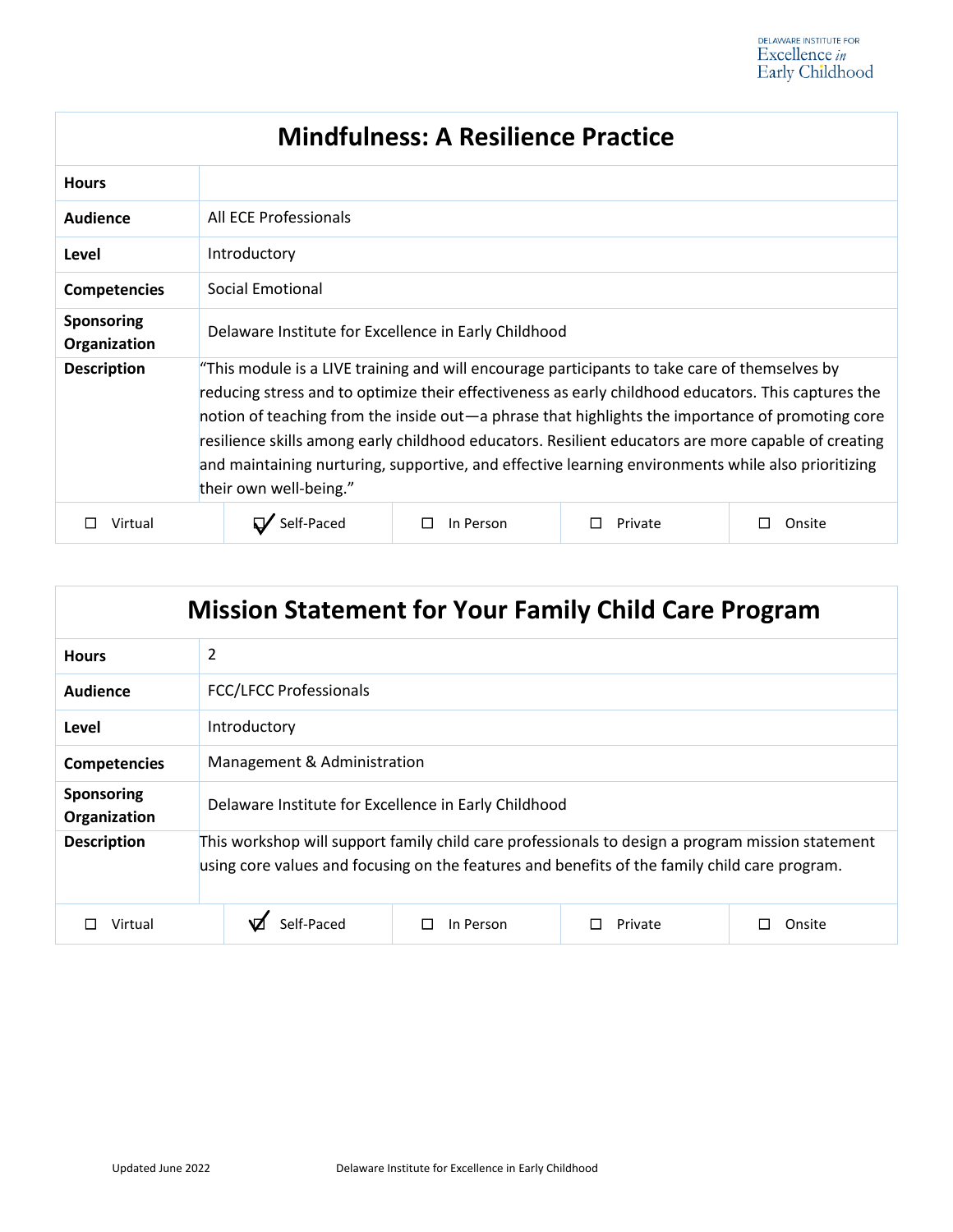## Mindfulness: A Resilience Practice

| | |
|---|---|
| **Hours** | |
| **Audience** | All ECE Professionals |
| **Level** | Introductory |
| **Competencies** | Social Emotional |
| **Sponsoring Organization** | Delaware Institute for Excellence in Early Childhood |
| **Description** | "This module is a LIVE training and will encourage participants to take care of themselves by reducing stress and to optimize their effectiveness as early childhood educators. This captures the notion of teaching from the inside out—a phrase that highlights the importance of promoting core resilience skills among early childhood educators. Resilient educators are more capable of creating and maintaining nurturing, supportive, and effective learning environments while also prioritizing their own well-being." |

| ☐ Virtual | ☑ Self-Paced | ☐ In Person | ☐ Private | ☐ Onsite |
|---|---|---|---|---|

## Mission Statement for Your Family Child Care Program

| | |
|---|---|
| **Hours** | 2 |
| **Audience** | FCC/LFCC Professionals |
| **Level** | Introductory |
| **Competencies** | Management & Administration |
| **Sponsoring Organization** | Delaware Institute for Excellence in Early Childhood |
| **Description** | This workshop will support family child care professionals to design a program mission statement using core values and focusing on the features and benefits of the family child care program. |

| ☐ Virtual | ☑ Self-Paced | ☐ In Person | ☐ Private | ☐ Onsite |
|---|---|---|---|---|

Updated June 2022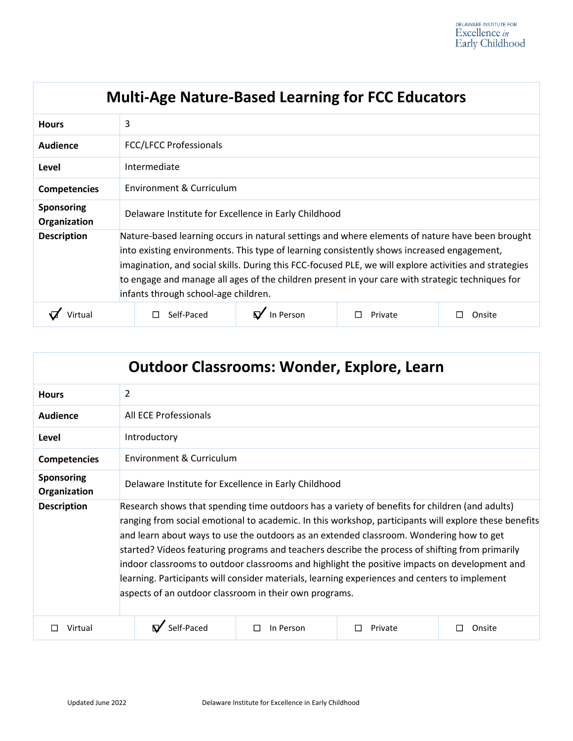## Multi-Age Nature-Based Learning for FCC Educators

| | |
|---|---|
| **Hours** | 3 |
| **Audience** | FCC/LFCC Professionals |
| **Level** | Intermediate |
| **Competencies** | Environment & Curriculum |
| **Sponsoring Organization** | Delaware Institute for Excellence in Early Childhood |
| **Description** | Nature-based learning occurs in natural settings and where elements of nature have been brought into existing environments. This type of learning consistently shows increased engagement, imagination, and social skills. During this FCC-focused PLE, we will explore activities and strategies to engage and manage all ages of the children present in your care with strategic techniques for infants through school-age children. |

| ☑ Virtual | ☐ Self-Paced | ☑ In Person | ☐ Private | ☐ Onsite |
|---|---|---|---|---|

## Outdoor Classrooms: Wonder, Explore, Learn

| | |
|---|---|
| **Hours** | 2 |
| **Audience** | All ECE Professionals |
| **Level** | Introductory |
| **Competencies** | Environment & Curriculum |
| **Sponsoring Organization** | Delaware Institute for Excellence in Early Childhood |
| **Description** | Research shows that spending time outdoors has a variety of benefits for children (and adults) ranging from social emotional to academic. In this workshop, participants will explore these benefits and learn about ways to use the outdoors as an extended classroom. Wondering how to get started? Videos featuring programs and teachers describe the process of shifting from primarily indoor classrooms to outdoor classrooms and highlight the positive impacts on development and learning. Participants will consider materials, learning experiences and centers to implement aspects of an outdoor classroom in their own programs. |

| ☐ Virtual | ☑ Self-Paced | ☐ In Person | ☐ Private | ☐ Onsite |
|---|---|---|---|---|

Updated June 2022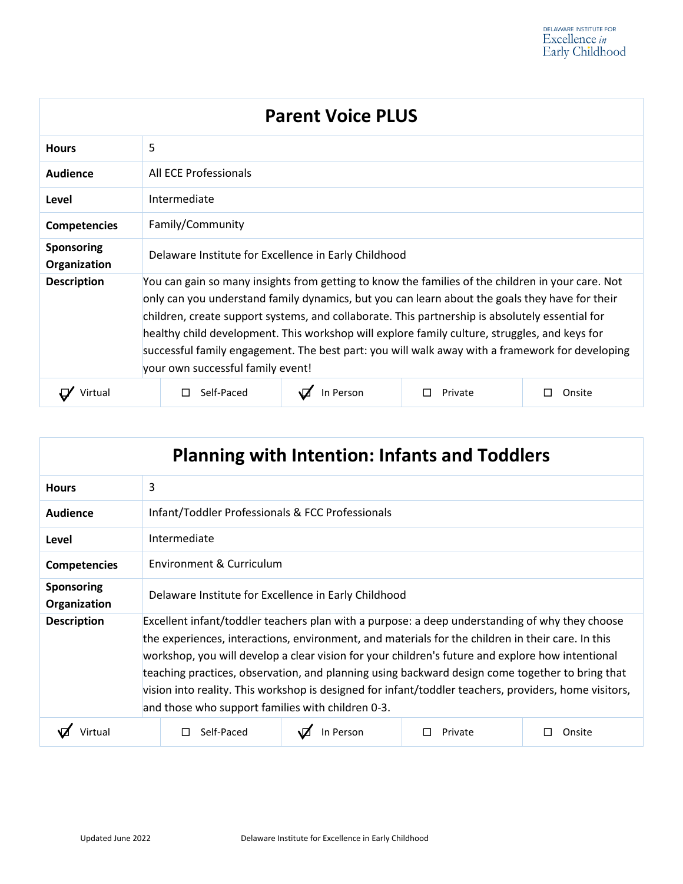## Parent Voice PLUS

| | |
|---|---|
| **Hours** | 5 |
| **Audience** | All ECE Professionals |
| **Level** | Intermediate |
| **Competencies** | Family/Community |
| **Sponsoring Organization** | Delaware Institute for Excellence in Early Childhood |
| **Description** | You can gain so many insights from getting to know the families of the children in your care. Not only can you understand family dynamics, but you can learn about the goals they have for their children, create support systems, and collaborate. This partnership is absolutely essential for healthy child development. This workshop will explore family culture, struggles, and keys for successful family engagement. The best part: you will walk away with a framework for developing your own successful family event! |

☑ Virtual ☐ Self-Paced ☑ In Person ☐ Private ☐ Onsite

## Planning with Intention: Infants and Toddlers

| | |
|---|---|
| **Hours** | 3 |
| **Audience** | Infant/Toddler Professionals & FCC Professionals |
| **Level** | Intermediate |
| **Competencies** | Environment & Curriculum |
| **Sponsoring Organization** | Delaware Institute for Excellence in Early Childhood |
| **Description** | Excellent infant/toddler teachers plan with a purpose: a deep understanding of why they choose the experiences, interactions, environment, and materials for the children in their care. In this workshop, you will develop a clear vision for your children's future and explore how intentional teaching practices, observation, and planning using backward design come together to bring that vision into reality. This workshop is designed for infant/toddler teachers, providers, home visitors, and those who support families with children 0-3. |

☑ Virtual ☐ Self-Paced ☑ In Person ☐ Private ☐ Onsite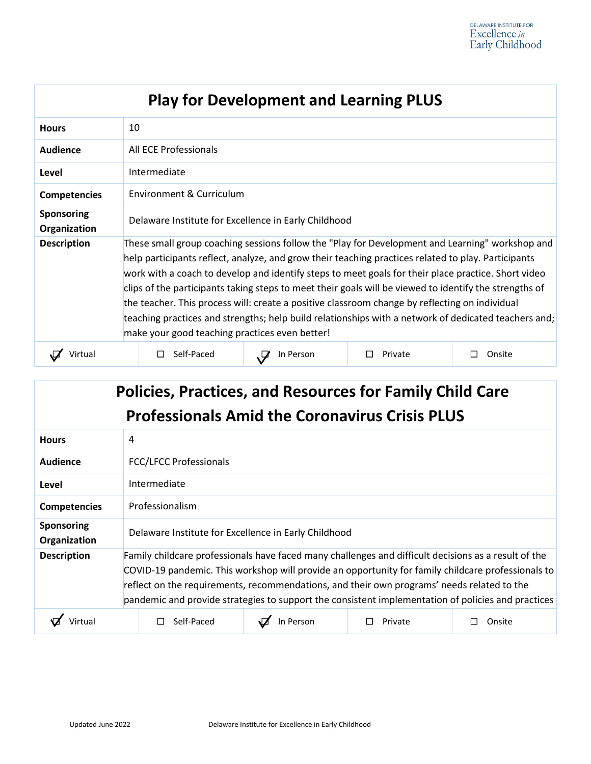| Play for Development and Learning PLUS | |
|---|---|
| **Hours** | 10 |
| **Audience** | All ECE Professionals |
| **Level** | Intermediate |
| **Competencies** | Environment & Curriculum |
| **Sponsoring Organization** | Delaware Institute for Excellence in Early Childhood |
| **Description** | These small group coaching sessions follow the "Play for Development and Learning" workshop and help participants reflect, analyze, and grow their teaching practices related to play. Participants work with a coach to develop and identify steps to meet goals for their place practice. Short video clips of the participants taking steps to meet their goals will be viewed to identify the strengths of the teacher. This process will: create a positive classroom change by reflecting on individual teaching practices and strengths; help build relationships with a network of dedicated teachers and; make your good teaching practices even better! |

| ☑ Virtual | ☐ Self-Paced | ☑ In Person | ☐ Private | ☐ Onsite |
|---|---|---|---|---|

| Policies, Practices, and Resources for Family Child Care Professionals Amid the Coronavirus Crisis PLUS | |
|---|---|
| **Hours** | 4 |
| **Audience** | FCC/LFCC Professionals |
| **Level** | Intermediate |
| **Competencies** | Professionalism |
| **Sponsoring Organization** | Delaware Institute for Excellence in Early Childhood |
| **Description** | Family childcare professionals have faced many challenges and difficult decisions as a result of the COVID-19 pandemic. This workshop will provide an opportunity for family childcare professionals to reflect on the requirements, recommendations, and their own programs' needs related to the pandemic and provide strategies to support the consistent implementation of policies and practices |

| ☑ Virtual | ☐ Self-Paced | ☑ In Person | ☐ Private | ☐ Onsite |
|---|---|---|---|---|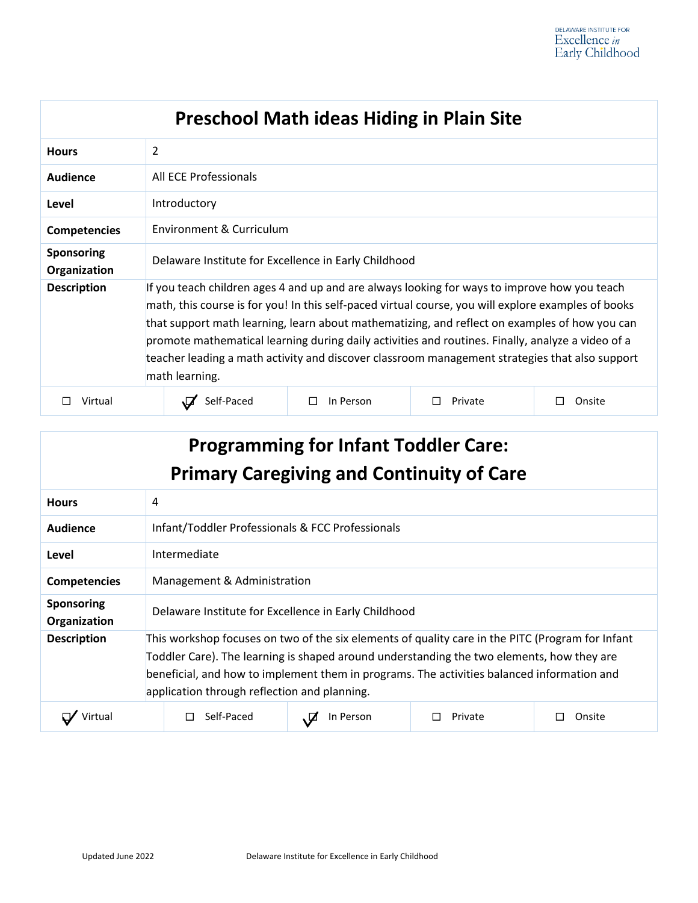## Preschool Math ideas Hiding in Plain Site

| | |
|---|---|
| **Hours** | 2 |
| **Audience** | All ECE Professionals |
| **Level** | Introductory |
| **Competencies** | Environment & Curriculum |
| **Sponsoring Organization** | Delaware Institute for Excellence in Early Childhood |
| **Description** | If you teach children ages 4 and up and are always looking for ways to improve how you teach math, this course is for you! In this self-paced virtual course, you will explore examples of books that support math learning, learn about mathematizing, and reflect on examples of how you can promote mathematical learning during daily activities and routines. Finally, analyze a video of a teacher leading a math activity and discover classroom management strategies that also support math learning. |

| ☐ Virtual | ☑ Self-Paced | ☐ In Person | ☐ Private | ☐ Onsite |
|---|---|---|---|---|

## Programming for Infant Toddler Care: Primary Caregiving and Continuity of Care

| | |
|---|---|
| **Hours** | 4 |
| **Audience** | Infant/Toddler Professionals & FCC Professionals |
| **Level** | Intermediate |
| **Competencies** | Management & Administration |
| **Sponsoring Organization** | Delaware Institute for Excellence in Early Childhood |
| **Description** | This workshop focuses on two of the six elements of quality care in the PITC (Program for Infant Toddler Care). The learning is shaped around understanding the two elements, how they are beneficial, and how to implement them in programs. The activities balanced information and application through reflection and planning. |

| ☑ Virtual | ☐ Self-Paced | ☑ In Person | ☐ Private | ☐ Onsite |
|---|---|---|---|---|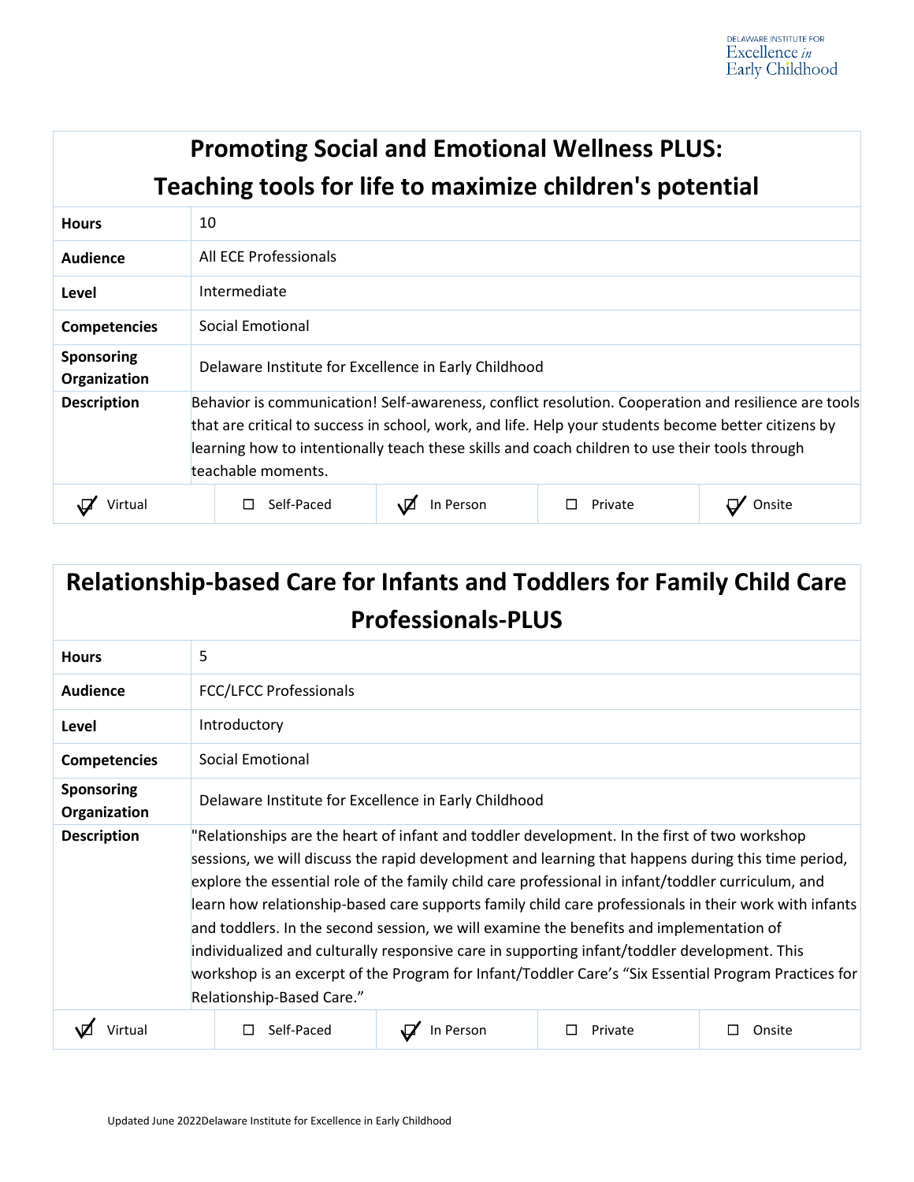## Promoting Social and Emotional Wellness PLUS: Teaching tools for life to maximize children's potential

| | |
|---|---|
| **Hours** | 10 |
| **Audience** | All ECE Professionals |
| **Level** | Intermediate |
| **Competencies** | Social Emotional |
| **Sponsoring Organization** | Delaware Institute for Excellence in Early Childhood |
| **Description** | Behavior is communication! Self-awareness, conflict resolution. Cooperation and resilience are tools that are critical to success in school, work, and life. Help your students become better citizens by learning how to intentionally teach these skills and coach children to use their tools through teachable moments. |

| ☑ Virtual | ☐ Self-Paced | ☑ In Person | ☐ Private | ☑ Onsite |
|---|---|---|---|---|

## Relationship-based Care for Infants and Toddlers for Family Child Care Professionals-PLUS

| | |
|---|---|
| **Hours** | 5 |
| **Audience** | FCC/LFCC Professionals |
| **Level** | Introductory |
| **Competencies** | Social Emotional |
| **Sponsoring Organization** | Delaware Institute for Excellence in Early Childhood |
| **Description** | "Relationships are the heart of infant and toddler development. In the first of two workshop sessions, we will discuss the rapid development and learning that happens during this time period, explore the essential role of the family child care professional in infant/toddler curriculum, and learn how relationship-based care supports family child care professionals in their work with infants and toddlers. In the second session, we will examine the benefits and implementation of individualized and culturally responsive care in supporting infant/toddler development. This workshop is an excerpt of the Program for Infant/Toddler Care's "Six Essential Program Practices for Relationship-Based Care." |

| ☑ Virtual | ☐ Self-Paced | ☑ In Person | ☐ Private | ☐ Onsite |
|---|---|---|---|---|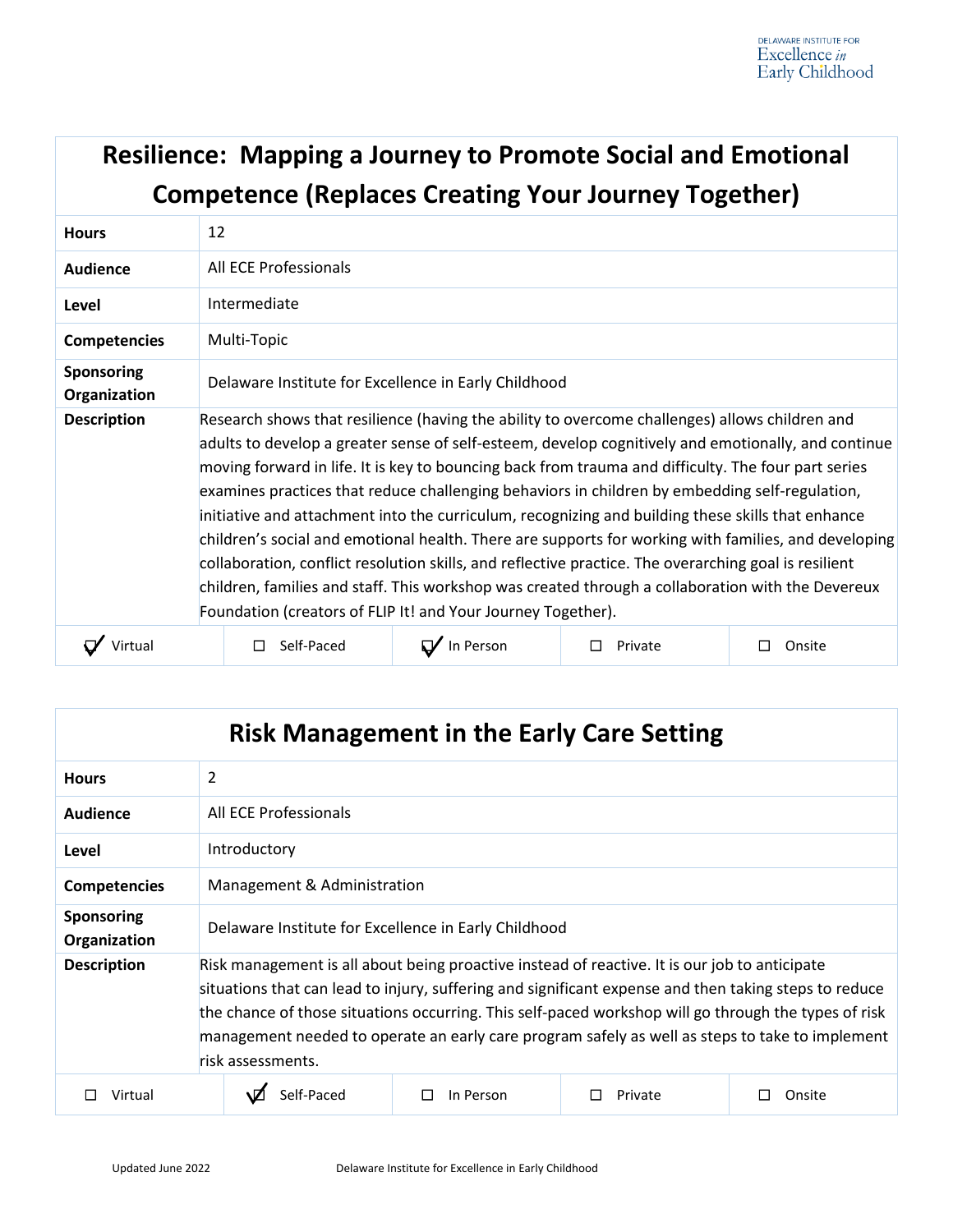## Resilience: Mapping a Journey to Promote Social and Emotional Competence (Replaces Creating Your Journey Together)

| | |
|---|---|
| **Hours** | 12 |
| **Audience** | All ECE Professionals |
| **Level** | Intermediate |
| **Competencies** | Multi-Topic |
| **Sponsoring Organization** | Delaware Institute for Excellence in Early Childhood |
| **Description** | Research shows that resilience (having the ability to overcome challenges) allows children and adults to develop a greater sense of self-esteem, develop cognitively and emotionally, and continue moving forward in life. It is key to bouncing back from trauma and difficulty. The four part series examines practices that reduce challenging behaviors in children by embedding self-regulation, initiative and attachment into the curriculum, recognizing and building these skills that enhance children's social and emotional health. There are supports for working with families, and developing collaboration, conflict resolution skills, and reflective practice. The overarching goal is resilient children, families and staff. This workshop was created through a collaboration with the Devereux Foundation (creators of FLIP It! and Your Journey Together). |

| ☑ Virtual | ☐ Self-Paced | ☑ In Person | ☐ Private | ☐ Onsite |
|---|---|---|---|---|

## Risk Management in the Early Care Setting

| | |
|---|---|
| **Hours** | 2 |
| **Audience** | All ECE Professionals |
| **Level** | Introductory |
| **Competencies** | Management & Administration |
| **Sponsoring Organization** | Delaware Institute for Excellence in Early Childhood |
| **Description** | Risk management is all about being proactive instead of reactive. It is our job to anticipate situations that can lead to injury, suffering and significant expense and then taking steps to reduce the chance of those situations occurring. This self-paced workshop will go through the types of risk management needed to operate an early care program safely as well as steps to take to implement risk assessments. |

| ☐ Virtual | ☑ Self-Paced | ☐ In Person | ☐ Private | ☐ Onsite |
|---|---|---|---|---|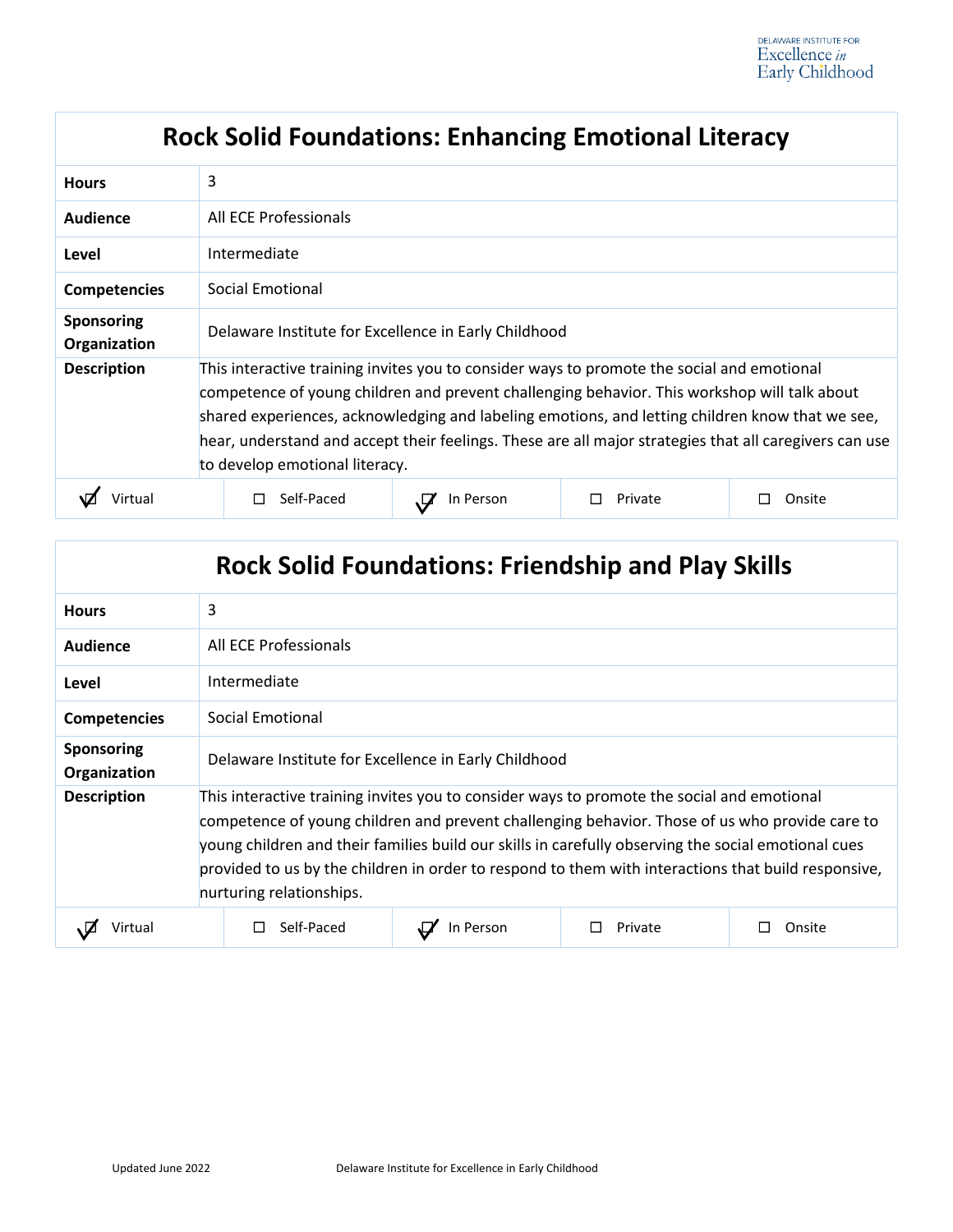## Rock Solid Foundations: Enhancing Emotional Literacy

| | |
|---|---|
| **Hours** | 3 |
| **Audience** | All ECE Professionals |
| **Level** | Intermediate |
| **Competencies** | Social Emotional |
| **Sponsoring Organization** | Delaware Institute for Excellence in Early Childhood |
| **Description** | This interactive training invites you to consider ways to promote the social and emotional competence of young children and prevent challenging behavior. This workshop will talk about shared experiences, acknowledging and labeling emotions, and letting children know that we see, hear, understand and accept their feelings. These are all major strategies that all caregivers can use to develop emotional literacy. |

| ☑ Virtual | ☐ Self-Paced | ☑ In Person | ☐ Private | ☐ Onsite |
|---|---|---|---|---|

## Rock Solid Foundations: Friendship and Play Skills

| | |
|---|---|
| **Hours** | 3 |
| **Audience** | All ECE Professionals |
| **Level** | Intermediate |
| **Competencies** | Social Emotional |
| **Sponsoring Organization** | Delaware Institute for Excellence in Early Childhood |
| **Description** | This interactive training invites you to consider ways to promote the social and emotional competence of young children and prevent challenging behavior. Those of us who provide care to young children and their families build our skills in carefully observing the social emotional cues provided to us by the children in order to respond to them with interactions that build responsive, nurturing relationships. |

| ☑ Virtual | ☐ Self-Paced | ☑ In Person | ☐ Private | ☐ Onsite |
|---|---|---|---|---|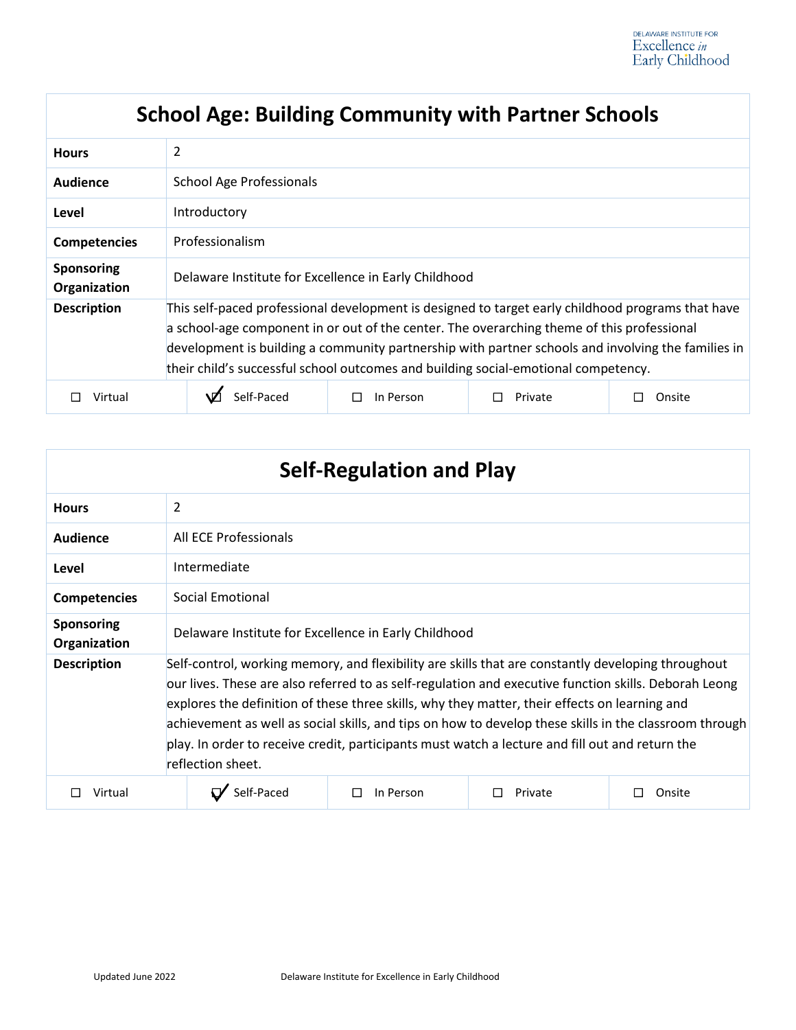## School Age: Building Community with Partner Schools

| | |
|---|---|
| **Hours** | 2 |
| **Audience** | School Age Professionals |
| **Level** | Introductory |
| **Competencies** | Professionalism |
| **Sponsoring Organization** | Delaware Institute for Excellence in Early Childhood |
| **Description** | This self-paced professional development is designed to target early childhood programs that have a school-age component in or out of the center. The overarching theme of this professional development is building a community partnership with partner schools and involving the families in their child's successful school outcomes and building social-emotional competency. |

☐ Virtual ☑ Self-Paced ☐ In Person ☐ Private ☐ Onsite

## Self-Regulation and Play

| | |
|---|---|
| **Hours** | 2 |
| **Audience** | All ECE Professionals |
| **Level** | Intermediate |
| **Competencies** | Social Emotional |
| **Sponsoring Organization** | Delaware Institute for Excellence in Early Childhood |
| **Description** | Self-control, working memory, and flexibility are skills that are constantly developing throughout our lives. These are also referred to as self-regulation and executive function skills. Deborah Leong explores the definition of these three skills, why they matter, their effects on learning and achievement as well as social skills, and tips on how to develop these skills in the classroom through play. In order to receive credit, participants must watch a lecture and fill out and return the reflection sheet. |

☐ Virtual ☑ Self-Paced ☐ In Person ☐ Private ☐ Onsite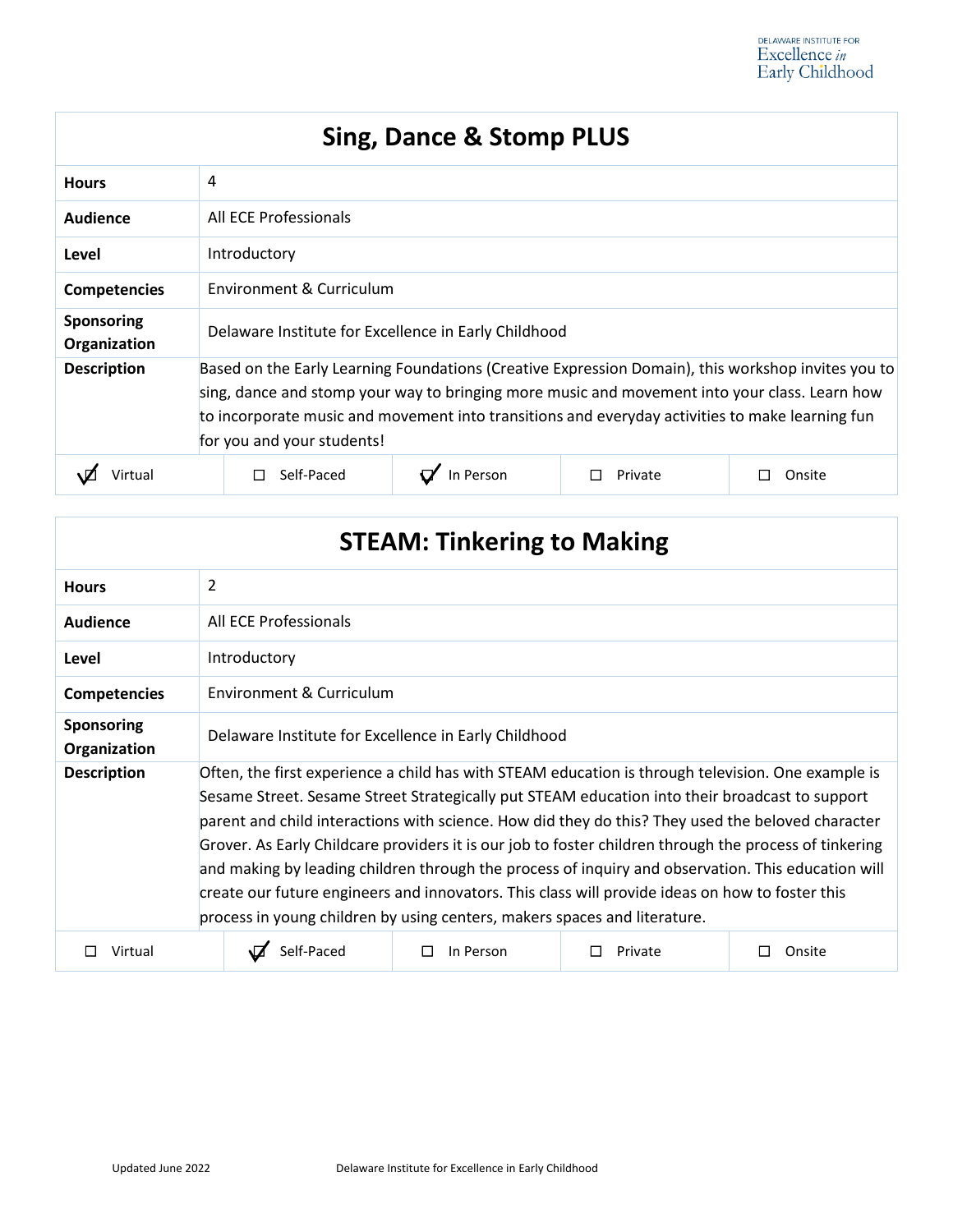## Sing, Dance & Stomp PLUS

| | |
|---|---|
| **Hours** | 4 |
| **Audience** | All ECE Professionals |
| **Level** | Introductory |
| **Competencies** | Environment & Curriculum |
| **Sponsoring Organization** | Delaware Institute for Excellence in Early Childhood |
| **Description** | Based on the Early Learning Foundations (Creative Expression Domain), this workshop invites you to sing, dance and stomp your way to bringing more music and movement into your class. Learn how to incorporate music and movement into transitions and everyday activities to make learning fun for you and your students! |

| ☑ Virtual | ☐ Self-Paced | ☑ In Person | ☐ Private | ☐ Onsite |
|---|---|---|---|---|

## STEAM: Tinkering to Making

| | |
|---|---|
| **Hours** | 2 |
| **Audience** | All ECE Professionals |
| **Level** | Introductory |
| **Competencies** | Environment & Curriculum |
| **Sponsoring Organization** | Delaware Institute for Excellence in Early Childhood |
| **Description** | Often, the first experience a child has with STEAM education is through television. One example is Sesame Street. Sesame Street Strategically put STEAM education into their broadcast to support parent and child interactions with science. How did they do this? They used the beloved character Grover. As Early Childcare providers it is our job to foster children through the process of tinkering and making by leading children through the process of inquiry and observation. This education will create our future engineers and innovators. This class will provide ideas on how to foster this process in young children by using centers, makers spaces and literature. |

| ☐ Virtual | ☑ Self-Paced | ☐ In Person | ☐ Private | ☐ Onsite |
|---|---|---|---|---|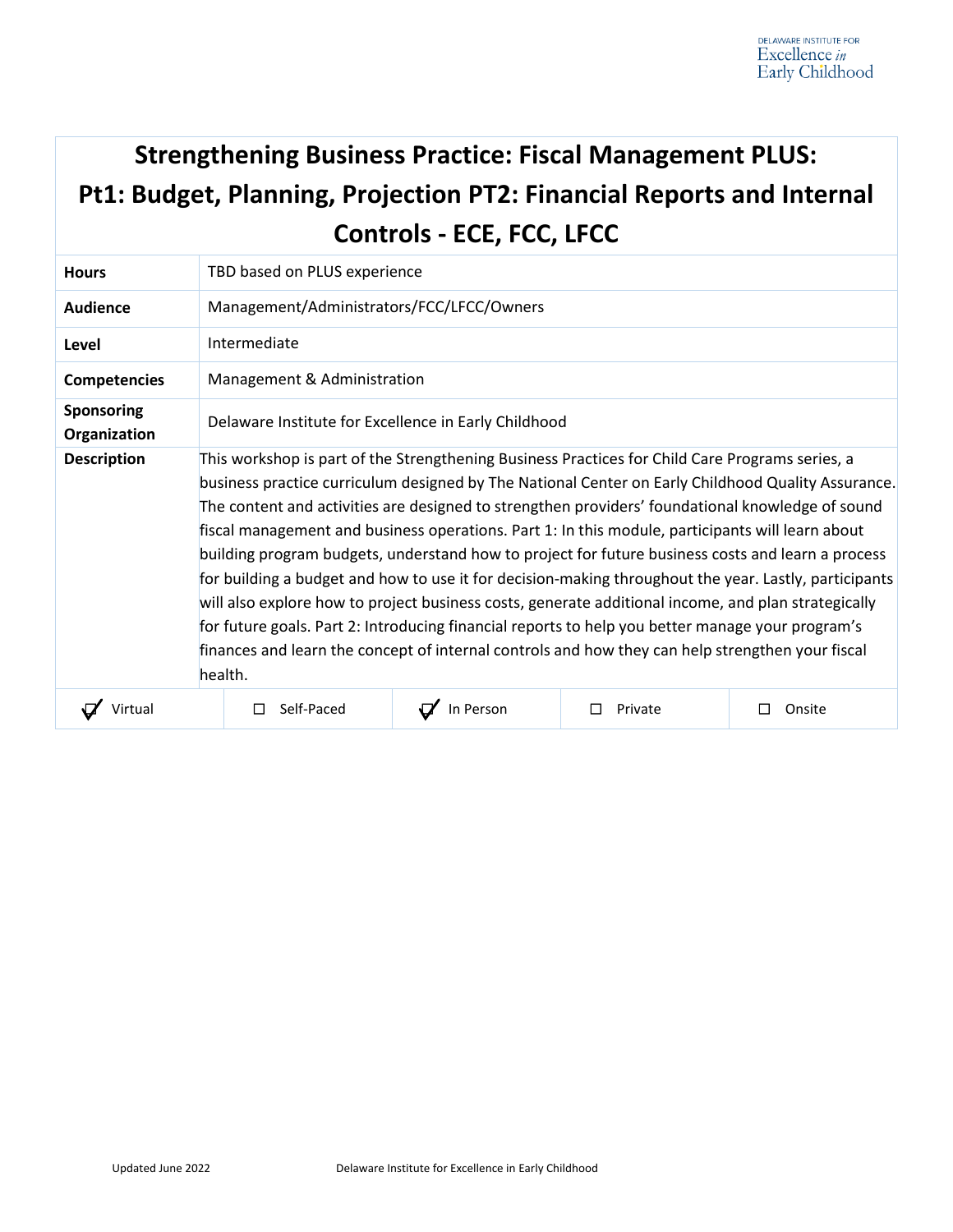# Strengthening Business Practice: Fiscal Management PLUS: Pt1: Budget, Planning, Projection PT2: Financial Reports and Internal Controls - ECE, FCC, LFCC

| | |
|---|---|
| **Hours** | TBD based on PLUS experience |
| **Audience** | Management/Administrators/FCC/LFCC/Owners |
| **Level** | Intermediate |
| **Competencies** | Management & Administration |
| **Sponsoring Organization** | Delaware Institute for Excellence in Early Childhood |
| **Description** | This workshop is part of the Strengthening Business Practices for Child Care Programs series, a business practice curriculum designed by The National Center on Early Childhood Quality Assurance. The content and activities are designed to strengthen providers' foundational knowledge of sound fiscal management and business operations. Part 1: In this module, participants will learn about building program budgets, understand how to project for future business costs and learn a process for building a budget and how to use it for decision-making throughout the year. Lastly, participants will also explore how to project business costs, generate additional income, and plan strategically for future goals. Part 2: Introducing financial reports to help you better manage your program's finances and learn the concept of internal controls and how they can help strengthen your fiscal health. |

| ☑ Virtual | ☐ Self-Paced | ☑ In Person | ☐ Private | ☐ Onsite |
|---|---|---|---|---|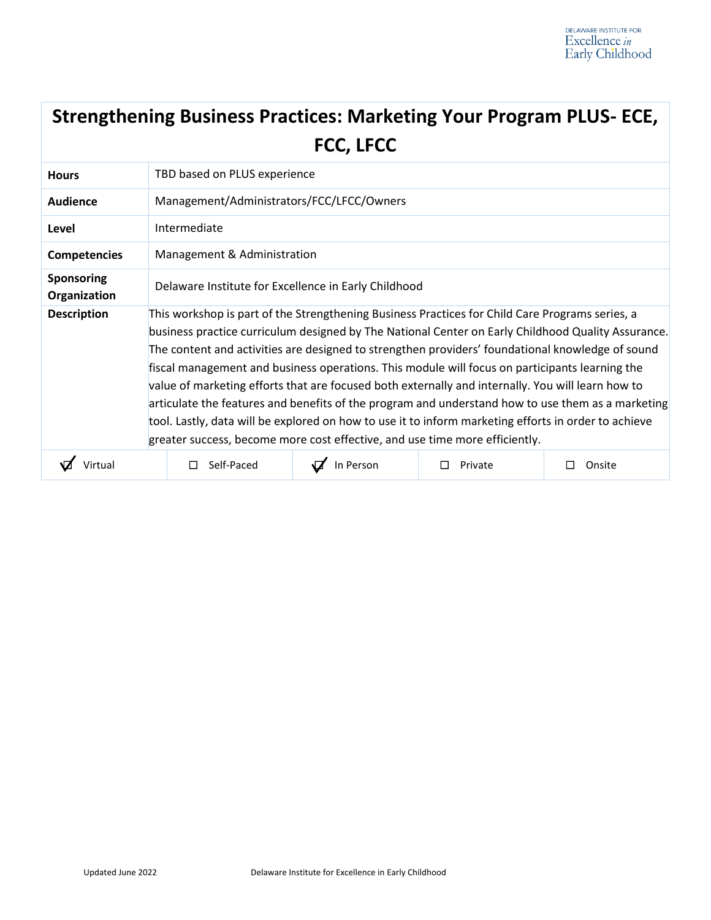# Strengthening Business Practices: Marketing Your Program PLUS- ECE, FCC, LFCC

| | |
|---|---|
| **Hours** | TBD based on PLUS experience |
| **Audience** | Management/Administrators/FCC/LFCC/Owners |
| **Level** | Intermediate |
| **Competencies** | Management & Administration |
| **Sponsoring Organization** | Delaware Institute for Excellence in Early Childhood |
| **Description** | This workshop is part of the Strengthening Business Practices for Child Care Programs series, a business practice curriculum designed by The National Center on Early Childhood Quality Assurance. The content and activities are designed to strengthen providers' foundational knowledge of sound fiscal management and business operations. This module will focus on participants learning the value of marketing efforts that are focused both externally and internally. You will learn how to articulate the features and benefits of the program and understand how to use them as a marketing tool. Lastly, data will be explored on how to use it to inform marketing efforts in order to achieve greater success, become more cost effective, and use time more efficiently. |

| ☑ Virtual | ☐ Self-Paced | ☑ In Person | ☐ Private | ☐ Onsite |
|---|---|---|---|---|

Updated June 2022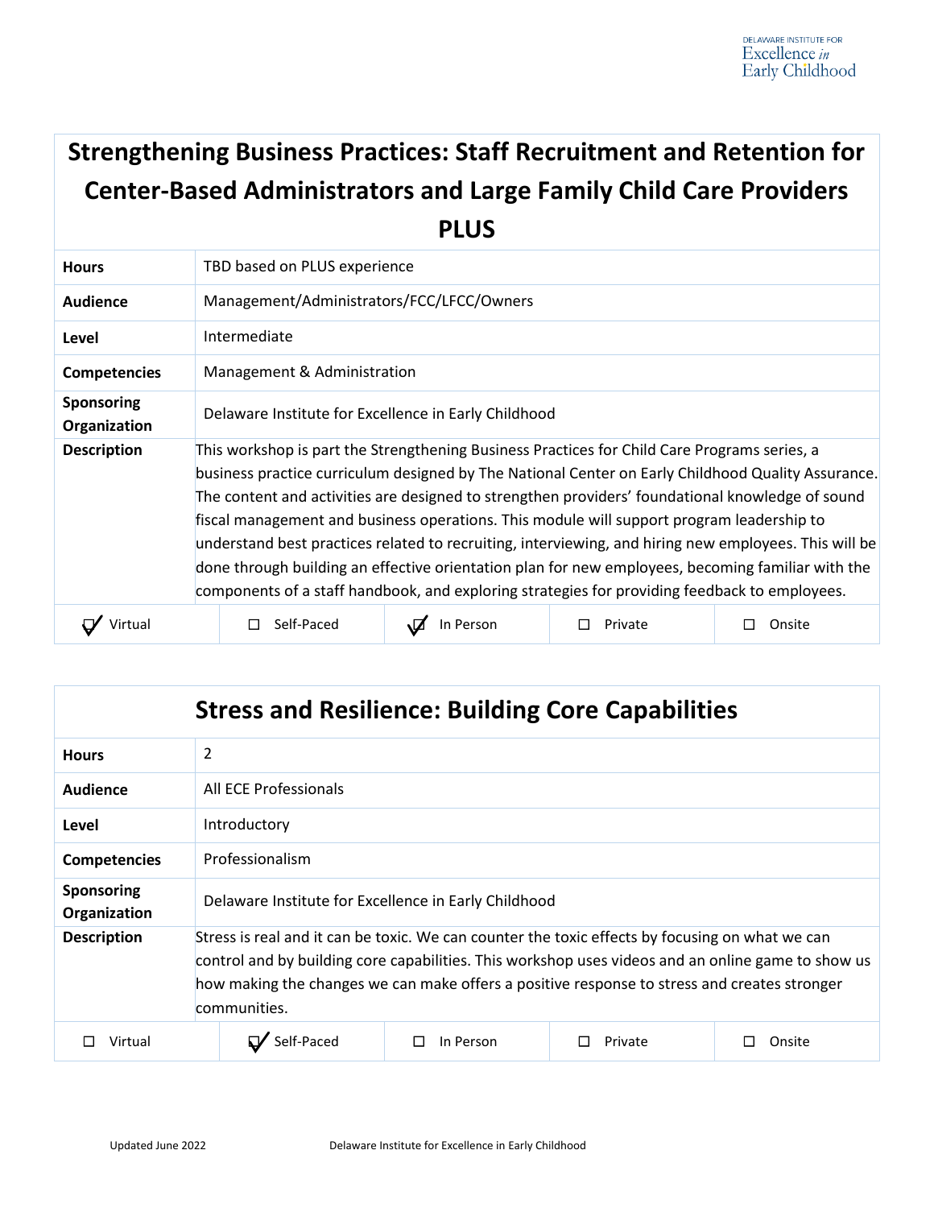## Strengthening Business Practices: Staff Recruitment and Retention for Center-Based Administrators and Large Family Child Care Providers PLUS

| | |
|---|---|
| **Hours** | TBD based on PLUS experience |
| **Audience** | Management/Administrators/FCC/LFCC/Owners |
| **Level** | Intermediate |
| **Competencies** | Management & Administration |
| **Sponsoring Organization** | Delaware Institute for Excellence in Early Childhood |
| **Description** | This workshop is part the Strengthening Business Practices for Child Care Programs series, a business practice curriculum designed by The National Center on Early Childhood Quality Assurance. The content and activities are designed to strengthen providers' foundational knowledge of sound fiscal management and business operations. This module will support program leadership to understand best practices related to recruiting, interviewing, and hiring new employees. This will be done through building an effective orientation plan for new employees, becoming familiar with the components of a staff handbook, and exploring strategies for providing feedback to employees. |

| ☑ Virtual | ☐ Self-Paced | ☑ In Person | ☐ Private | ☐ Onsite |
|---|---|---|---|---|

## Stress and Resilience: Building Core Capabilities

| | |
|---|---|
| **Hours** | 2 |
| **Audience** | All ECE Professionals |
| **Level** | Introductory |
| **Competencies** | Professionalism |
| **Sponsoring Organization** | Delaware Institute for Excellence in Early Childhood |
| **Description** | Stress is real and it can be toxic. We can counter the toxic effects by focusing on what we can control and by building core capabilities. This workshop uses videos and an online game to show us how making the changes we can make offers a positive response to stress and creates stronger communities. |

| ☐ Virtual | ☑ Self-Paced | ☐ In Person | ☐ Private | ☐ Onsite |
|---|---|---|---|---|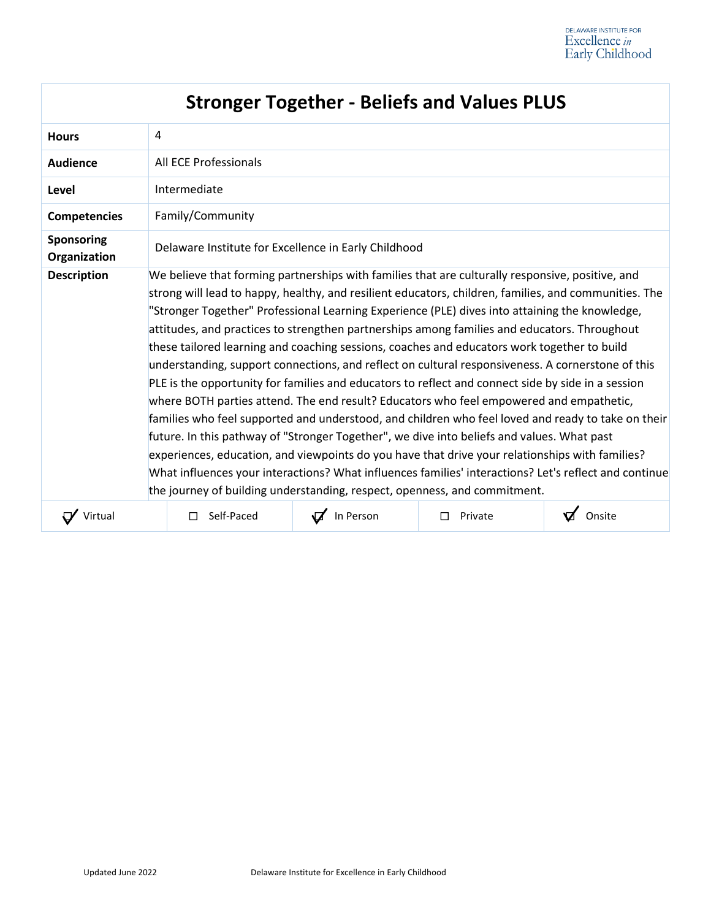# Stronger Together - Beliefs and Values PLUS

| | |
|---|---|
| **Hours** | 4 |
| **Audience** | All ECE Professionals |
| **Level** | Intermediate |
| **Competencies** | Family/Community |
| **Sponsoring Organization** | Delaware Institute for Excellence in Early Childhood |
| **Description** | We believe that forming partnerships with families that are culturally responsive, positive, and strong will lead to happy, healthy, and resilient educators, children, families, and communities. The "Stronger Together" Professional Learning Experience (PLE) dives into attaining the knowledge, attitudes, and practices to strengthen partnerships among families and educators. Throughout these tailored learning and coaching sessions, coaches and educators work together to build understanding, support connections, and reflect on cultural responsiveness. A cornerstone of this PLE is the opportunity for families and educators to reflect and connect side by side in a session where BOTH parties attend. The end result? Educators who feel empowered and empathetic, families who feel supported and understood, and children who feel loved and ready to take on their future. In this pathway of "Stronger Together", we dive into beliefs and values. What past experiences, education, and viewpoints do you have that drive your relationships with families? What influences your interactions? What influences families' interactions? Let's reflect and continue the journey of building understanding, respect, openness, and commitment. |

| ☑ Virtual | ☐ Self-Paced | ☑ In Person | ☐ Private | ☑ Onsite |
|---|---|---|---|---|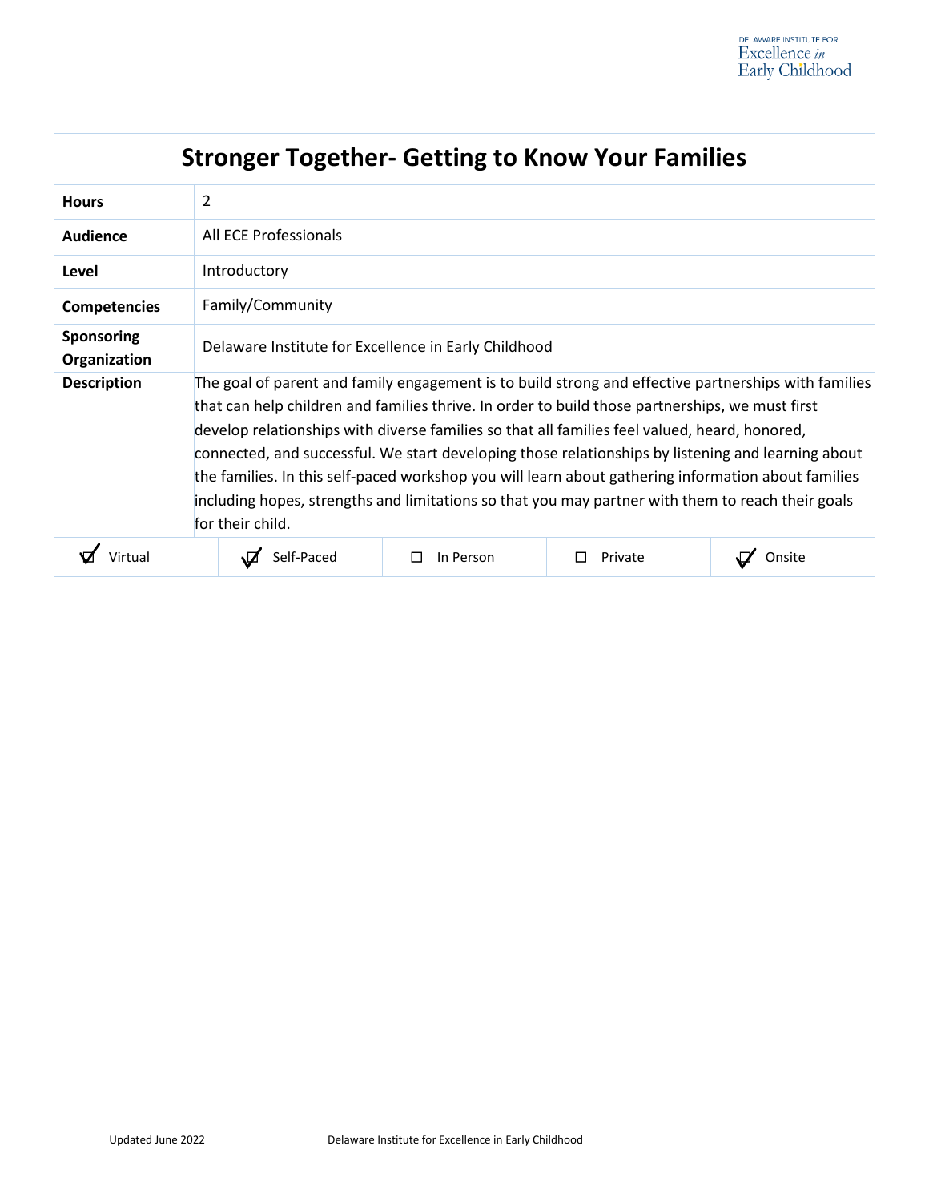# Stronger Together- Getting to Know Your Families

| | |
|---|---|
| **Hours** | 2 |
| **Audience** | All ECE Professionals |
| **Level** | Introductory |
| **Competencies** | Family/Community |
| **Sponsoring Organization** | Delaware Institute for Excellence in Early Childhood |
| **Description** | The goal of parent and family engagement is to build strong and effective partnerships with families that can help children and families thrive. In order to build those partnerships, we must first develop relationships with diverse families so that all families feel valued, heard, honored, connected, and successful. We start developing those relationships by listening and learning about the families. In this self-paced workshop you will learn about gathering information about families including hopes, strengths and limitations so that you may partner with them to reach their goals for their child. |

| ☑ Virtual | ☑ Self-Paced | ☐ In Person | ☐ Private | ☑ Onsite |
|---|---|---|---|---|

Updated June 2022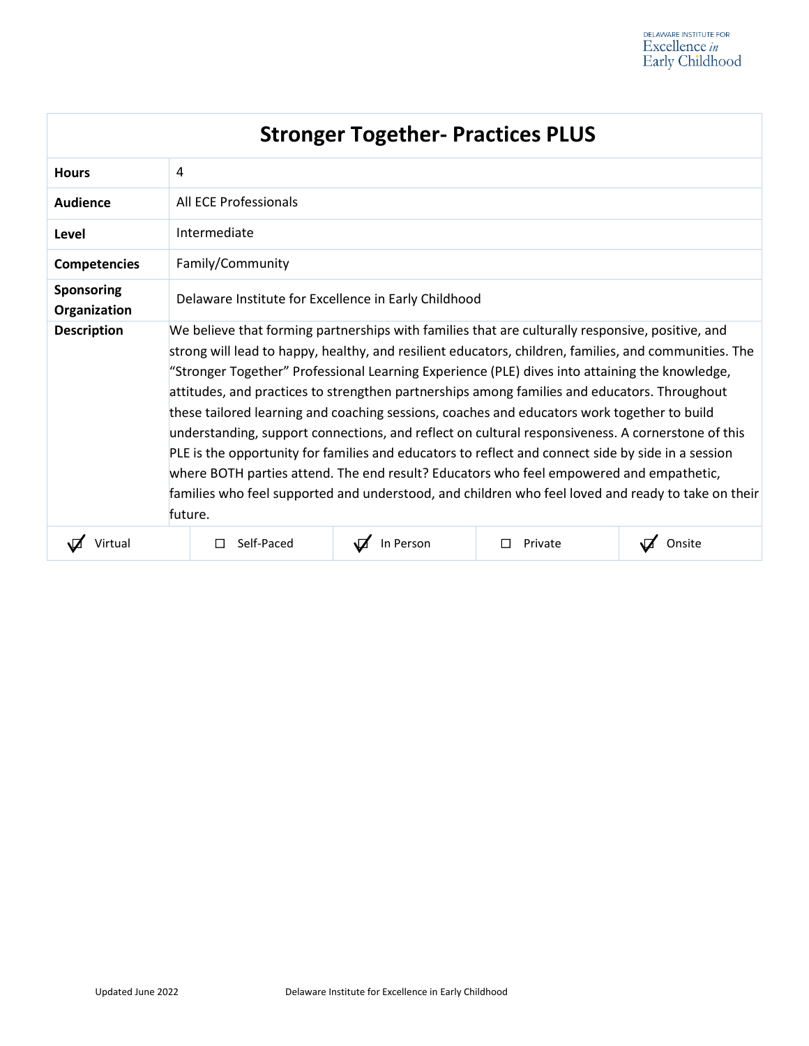# Stronger Together- Practices PLUS

| | |
|---|---|
| **Hours** | 4 |
| **Audience** | All ECE Professionals |
| **Level** | Intermediate |
| **Competencies** | Family/Community |
| **Sponsoring Organization** | Delaware Institute for Excellence in Early Childhood |
| **Description** | We believe that forming partnerships with families that are culturally responsive, positive, and strong will lead to happy, healthy, and resilient educators, children, families, and communities. The "Stronger Together" Professional Learning Experience (PLE) dives into attaining the knowledge, attitudes, and practices to strengthen partnerships among families and educators. Throughout these tailored learning and coaching sessions, coaches and educators work together to build understanding, support connections, and reflect on cultural responsiveness. A cornerstone of this PLE is the opportunity for families and educators to reflect and connect side by side in a session where BOTH parties attend. The end result? Educators who feel empowered and empathetic, families who feel supported and understood, and children who feel loved and ready to take on their future. |

| ☑ Virtual | ☐ Self-Paced | ☑ In Person | ☐ Private | ☑ Onsite |
|---|---|---|---|---|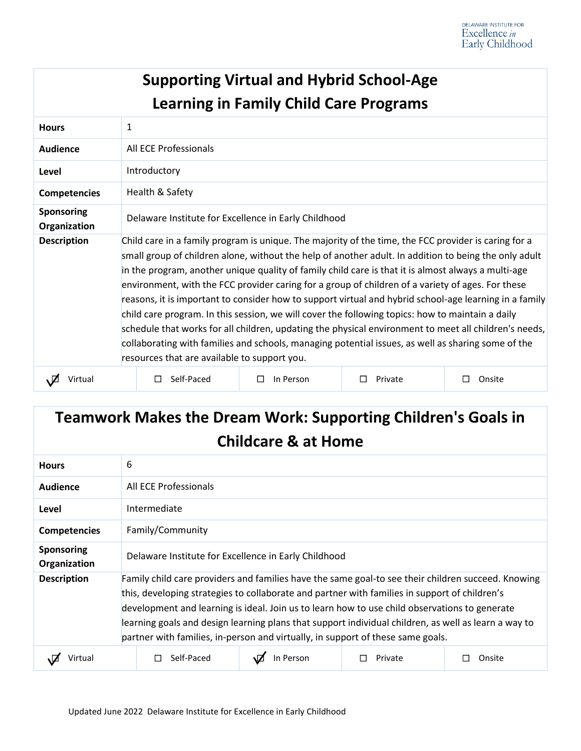## Supporting Virtual and Hybrid School-Age Learning in Family Child Care Programs

| | |
|---|---|
| **Hours** | 1 |
| **Audience** | All ECE Professionals |
| **Level** | Introductory |
| **Competencies** | Health & Safety |
| **Sponsoring Organization** | Delaware Institute for Excellence in Early Childhood |
| **Description** | Child care in a family program is unique. The majority of the time, the FCC provider is caring for a small group of children alone, without the help of another adult. In addition to being the only adult in the program, another unique quality of family child care is that it is almost always a multi-age environment, with the FCC provider caring for a group of children of a variety of ages. For these reasons, it is important to consider how to support virtual and hybrid school-age learning in a family child care program. In this session, we will cover the following topics: how to maintain a daily schedule that works for all children, updating the physical environment to meet all children's needs, collaborating with families and schools, managing potential issues, as well as sharing some of the resources that are available to support you. |

| ☑ Virtual | ☐ Self-Paced | ☐ In Person | ☐ Private | ☐ Onsite |
|---|---|---|---|---|

## Teamwork Makes the Dream Work: Supporting Children's Goals in Childcare & at Home

| | |
|---|---|
| **Hours** | 6 |
| **Audience** | All ECE Professionals |
| **Level** | Intermediate |
| **Competencies** | Family/Community |
| **Sponsoring Organization** | Delaware Institute for Excellence in Early Childhood |
| **Description** | Family child care providers and families have the same goal-to see their children succeed. Knowing this, developing strategies to collaborate and partner with families in support of children's development and learning is ideal. Join us to learn how to use child observations to generate learning goals and design learning plans that support individual children, as well as learn a way to partner with families, in-person and virtually, in support of these same goals. |

| ☑ Virtual | ☐ Self-Paced | ☑ In Person | ☐ Private | ☐ Onsite |
|---|---|---|---|---|

Updated June 2022 Delaware Institute for Excellence in Early Childhood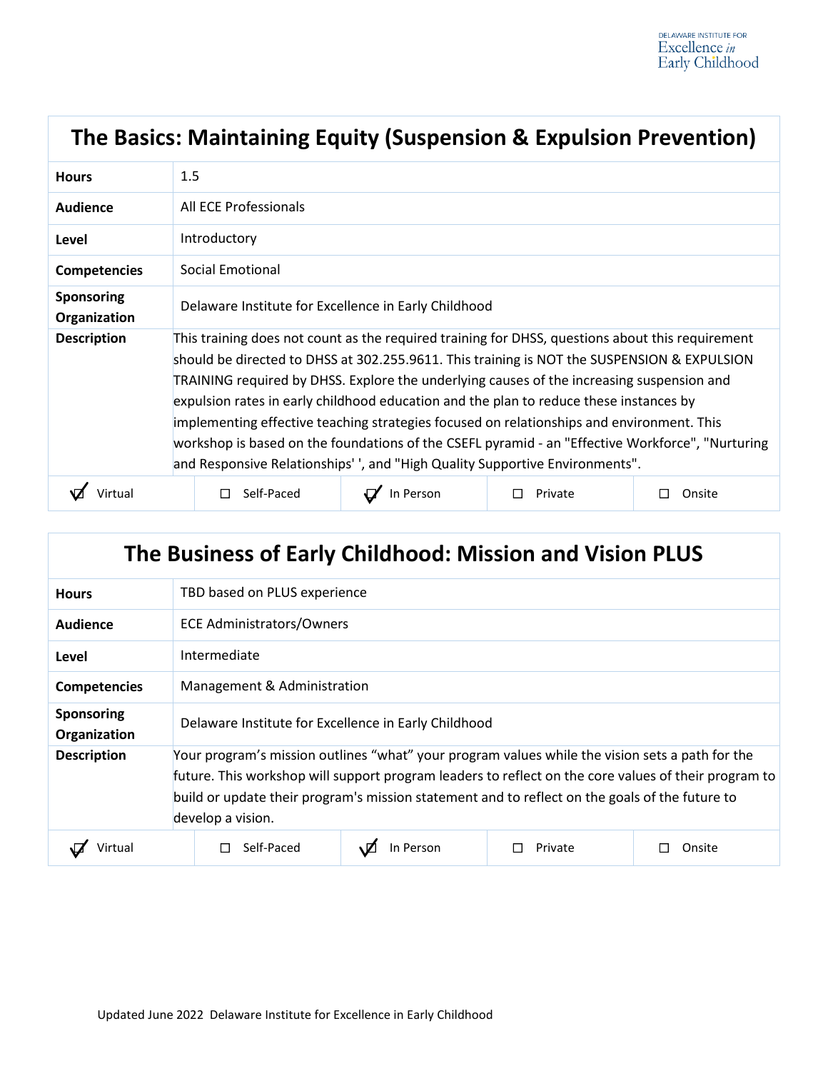## The Basics: Maintaining Equity (Suspension & Expulsion Prevention)

| | |
|---|---|
| **Hours** | 1.5 |
| **Audience** | All ECE Professionals |
| **Level** | Introductory |
| **Competencies** | Social Emotional |
| **Sponsoring Organization** | Delaware Institute for Excellence in Early Childhood |
| **Description** | This training does not count as the required training for DHSS, questions about this requirement should be directed to DHSS at 302.255.9611. This training is NOT the SUSPENSION & EXPULSION TRAINING required by DHSS. Explore the underlying causes of the increasing suspension and expulsion rates in early childhood education and the plan to reduce these instances by implementing effective teaching strategies focused on relationships and environment. This workshop is based on the foundations of the CSEFL pyramid - an "Effective Workforce", "Nurturing and Responsive Relationships' ', and "High Quality Supportive Environments". |

☑ Virtual ☐ Self-Paced ☑ In Person ☐ Private ☐ Onsite

## The Business of Early Childhood: Mission and Vision PLUS

| | |
|---|---|
| **Hours** | TBD based on PLUS experience |
| **Audience** | ECE Administrators/Owners |
| **Level** | Intermediate |
| **Competencies** | Management & Administration |
| **Sponsoring Organization** | Delaware Institute for Excellence in Early Childhood |
| **Description** | Your program's mission outlines "what" your program values while the vision sets a path for the future. This workshop will support program leaders to reflect on the core values of their program to build or update their program's mission statement and to reflect on the goals of the future to develop a vision. |

☑ Virtual ☐ Self-Paced ☑ In Person ☐ Private ☐ Onsite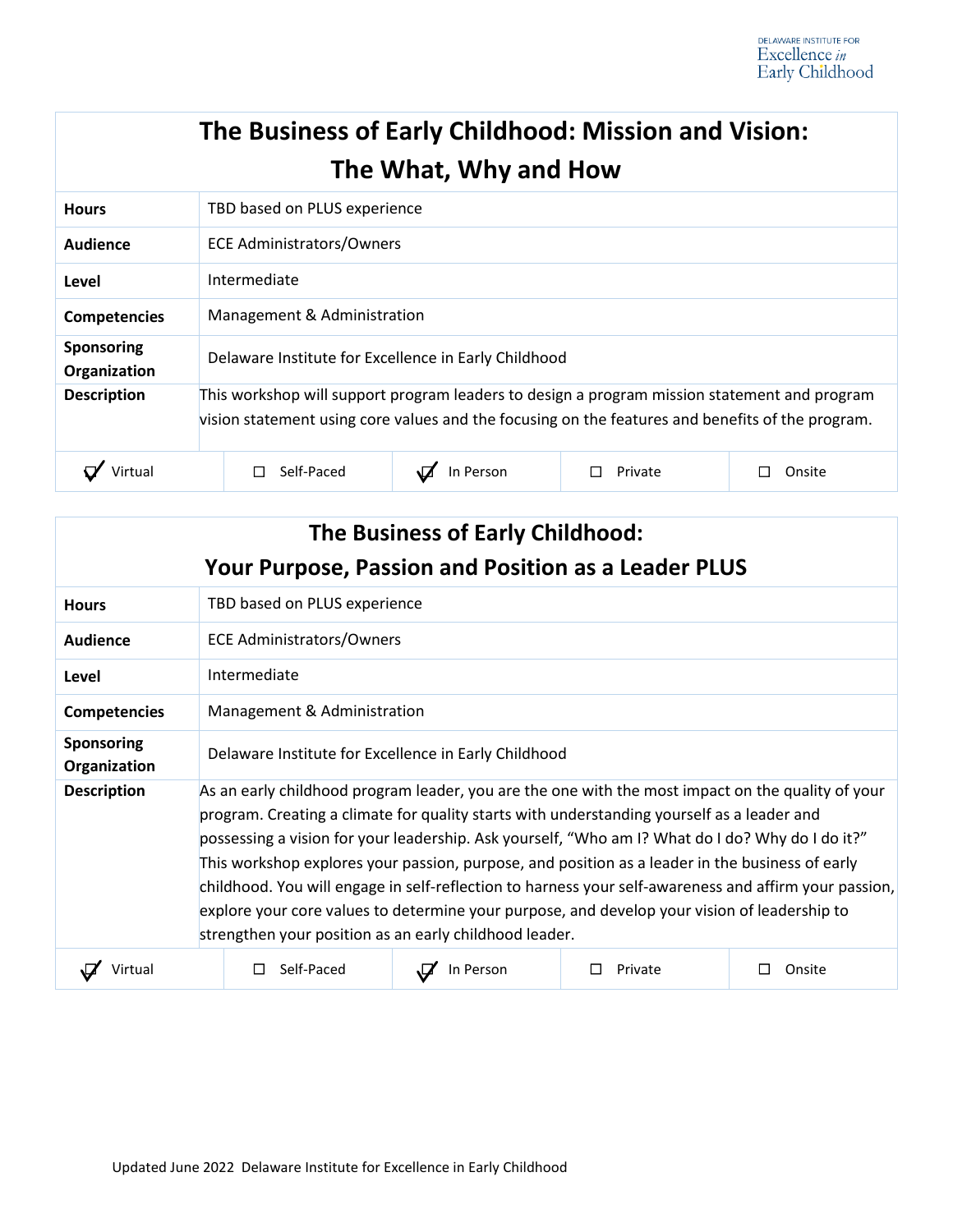## The Business of Early Childhood: Mission and Vision: The What, Why and How

| | |
|---|---|
| **Hours** | TBD based on PLUS experience |
| **Audience** | ECE Administrators/Owners |
| **Level** | Intermediate |
| **Competencies** | Management & Administration |
| **Sponsoring Organization** | Delaware Institute for Excellence in Early Childhood |
| **Description** | This workshop will support program leaders to design a program mission statement and program vision statement using core values and the focusing on the features and benefits of the program. |

| ☑ Virtual | ☐ Self-Paced | ☑ In Person | ☐ Private | ☐ Onsite |
|---|---|---|---|---|

## The Business of Early Childhood: Your Purpose, Passion and Position as a Leader PLUS

| | |
|---|---|
| **Hours** | TBD based on PLUS experience |
| **Audience** | ECE Administrators/Owners |
| **Level** | Intermediate |
| **Competencies** | Management & Administration |
| **Sponsoring Organization** | Delaware Institute for Excellence in Early Childhood |
| **Description** | As an early childhood program leader, you are the one with the most impact on the quality of your program. Creating a climate for quality starts with understanding yourself as a leader and possessing a vision for your leadership. Ask yourself, "Who am I? What do I do? Why do I do it?" This workshop explores your passion, purpose, and position as a leader in the business of early childhood. You will engage in self-reflection to harness your self-awareness and affirm your passion, explore your core values to determine your purpose, and develop your vision of leadership to strengthen your position as an early childhood leader. |

| ☑ Virtual | ☐ Self-Paced | ☑ In Person | ☐ Private | ☐ Onsite |
|---|---|---|---|---|

Updated June 2022 Delaware Institute for Excellence in Early Childhood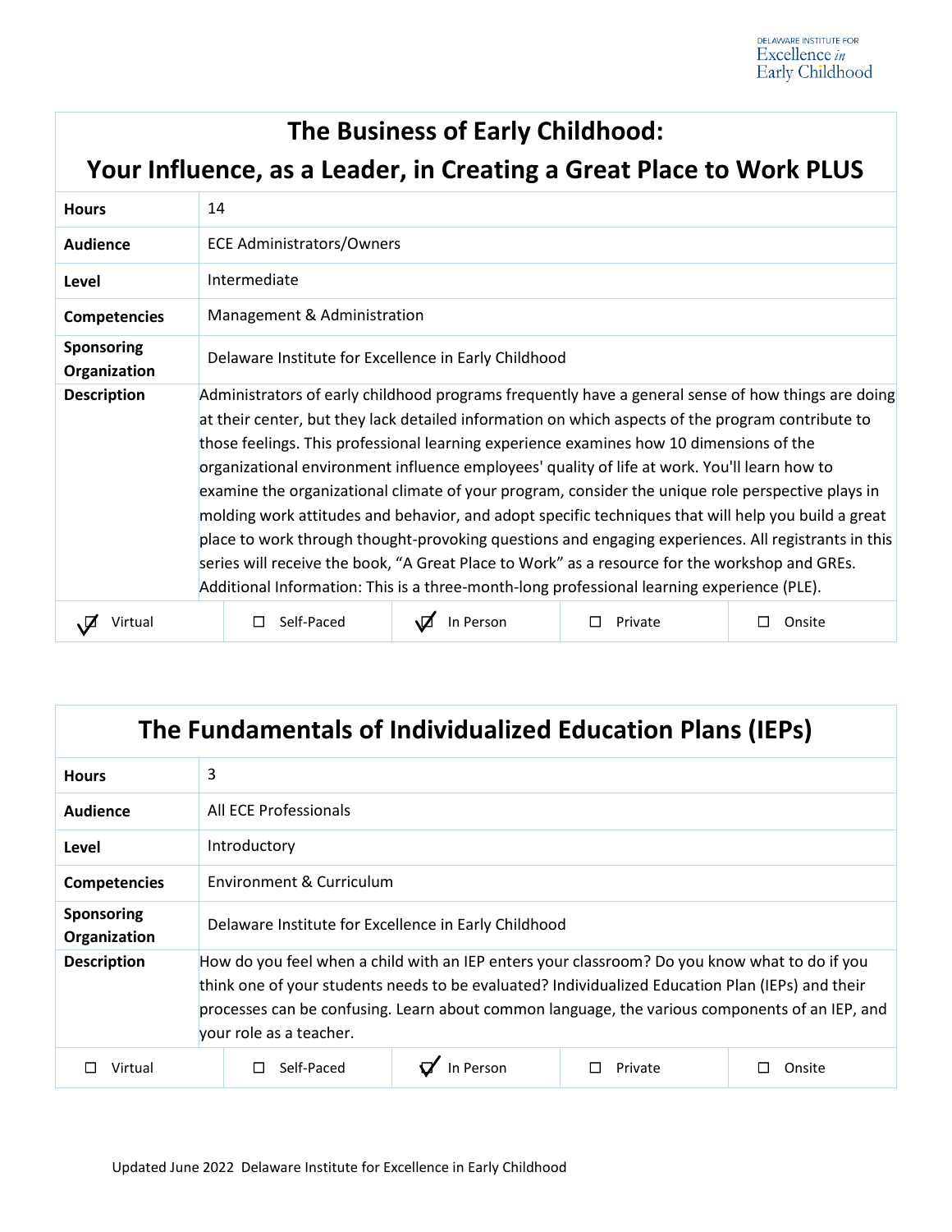## The Business of Early Childhood: Your Influence, as a Leader, in Creating a Great Place to Work PLUS

| | |
|---|---|
| **Hours** | 14 |
| **Audience** | ECE Administrators/Owners |
| **Level** | Intermediate |
| **Competencies** | Management & Administration |
| **Sponsoring Organization** | Delaware Institute for Excellence in Early Childhood |
| **Description** | Administrators of early childhood programs frequently have a general sense of how things are doing at their center, but they lack detailed information on which aspects of the program contribute to those feelings. This professional learning experience examines how 10 dimensions of the organizational environment influence employees' quality of life at work. You'll learn how to examine the organizational climate of your program, consider the unique role perspective plays in molding work attitudes and behavior, and adopt specific techniques that will help you build a great place to work through thought-provoking questions and engaging experiences. All registrants in this series will receive the book, "A Great Place to Work" as a resource for the workshop and GREs. Additional Information: This is a three-month-long professional learning experience (PLE). |

| ☑ Virtual | ☐ Self-Paced | ☑ In Person | ☐ Private | ☐ Onsite |
|---|---|---|---|---|

## The Fundamentals of Individualized Education Plans (IEPs)

| | |
|---|---|
| **Hours** | 3 |
| **Audience** | All ECE Professionals |
| **Level** | Introductory |
| **Competencies** | Environment & Curriculum |
| **Sponsoring Organization** | Delaware Institute for Excellence in Early Childhood |
| **Description** | How do you feel when a child with an IEP enters your classroom? Do you know what to do if you think one of your students needs to be evaluated? Individualized Education Plan (IEPs) and their processes can be confusing. Learn about common language, the various components of an IEP, and your role as a teacher. |

| ☐ Virtual | ☐ Self-Paced | ☑ In Person | ☐ Private | ☐ Onsite |
|---|---|---|---|---|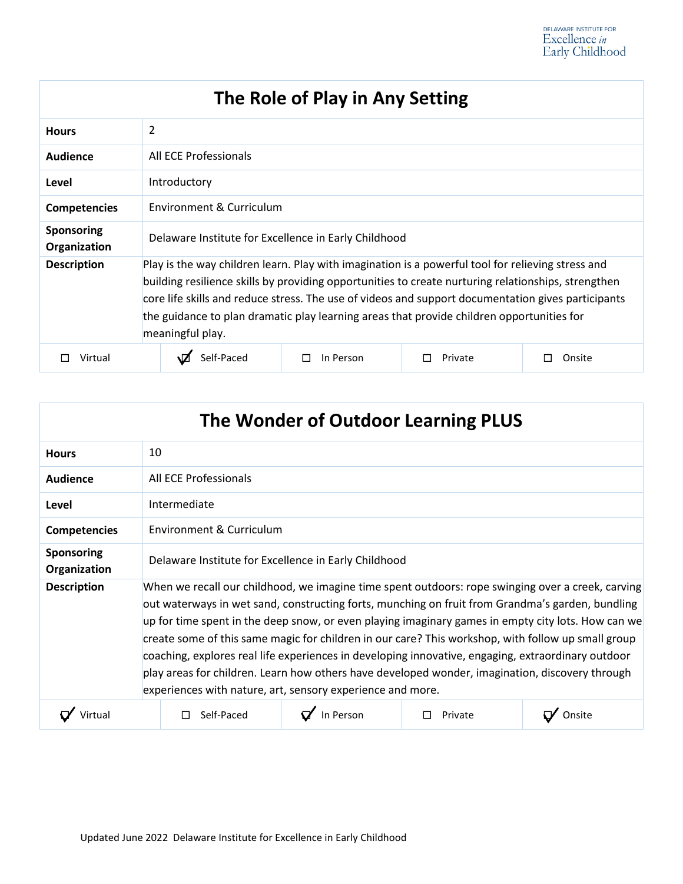## The Role of Play in Any Setting

| | |
|---|---|
| **Hours** | 2 |
| **Audience** | All ECE Professionals |
| **Level** | Introductory |
| **Competencies** | Environment & Curriculum |
| **Sponsoring Organization** | Delaware Institute for Excellence in Early Childhood |
| **Description** | Play is the way children learn. Play with imagination is a powerful tool for relieving stress and building resilience skills by providing opportunities to create nurturing relationships, strengthen core life skills and reduce stress. The use of videos and support documentation gives participants the guidance to plan dramatic play learning areas that provide children opportunities for meaningful play. |

| ☐ Virtual | ☑ Self-Paced | ☐ In Person | ☐ Private | ☐ Onsite |
|---|---|---|---|---|

## The Wonder of Outdoor Learning PLUS

| | |
|---|---|
| **Hours** | 10 |
| **Audience** | All ECE Professionals |
| **Level** | Intermediate |
| **Competencies** | Environment & Curriculum |
| **Sponsoring Organization** | Delaware Institute for Excellence in Early Childhood |
| **Description** | When we recall our childhood, we imagine time spent outdoors: rope swinging over a creek, carving out waterways in wet sand, constructing forts, munching on fruit from Grandma's garden, bundling up for time spent in the deep snow, or even playing imaginary games in empty city lots. How can we create some of this same magic for children in our care? This workshop, with follow up small group coaching, explores real life experiences in developing innovative, engaging, extraordinary outdoor play areas for children. Learn how others have developed wonder, imagination, discovery through experiences with nature, art, sensory experience and more. |

| ☑ Virtual | ☐ Self-Paced | ☑ In Person | ☐ Private | ☑ Onsite |
|---|---|---|---|---|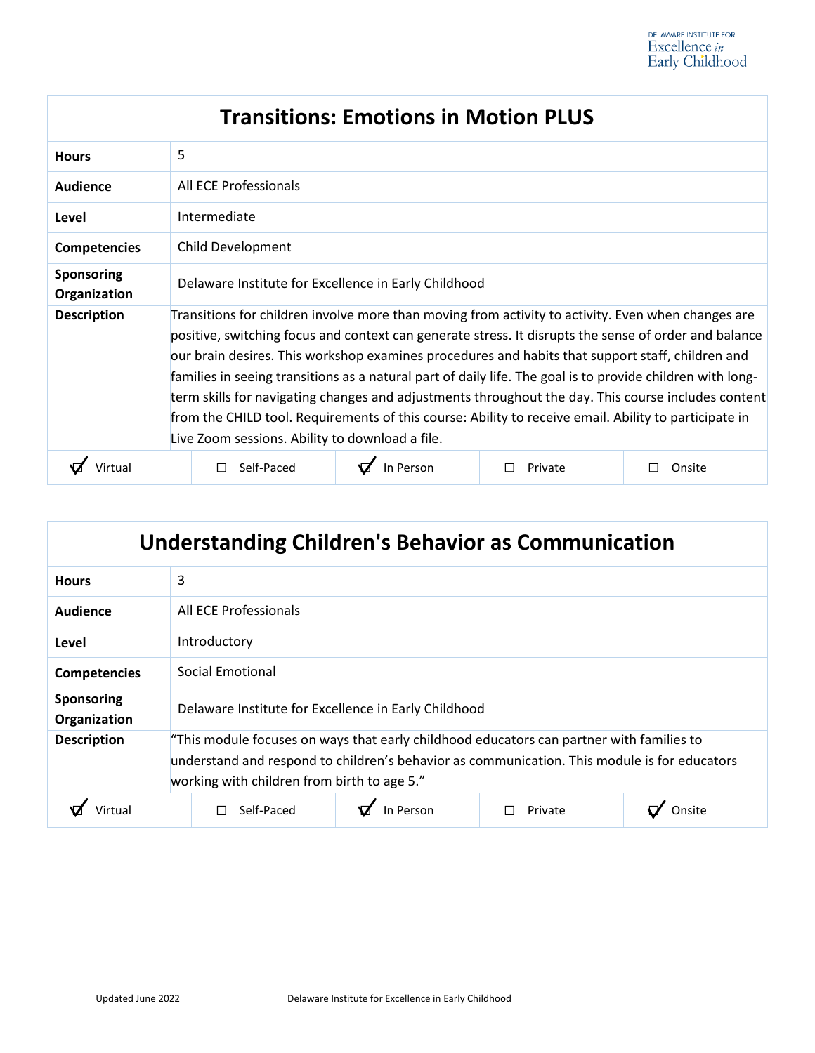## Transitions: Emotions in Motion PLUS

| | |
|---|---|
| **Hours** | 5 |
| **Audience** | All ECE Professionals |
| **Level** | Intermediate |
| **Competencies** | Child Development |
| **Sponsoring Organization** | Delaware Institute for Excellence in Early Childhood |
| **Description** | Transitions for children involve more than moving from activity to activity. Even when changes are positive, switching focus and context can generate stress. It disrupts the sense of order and balance our brain desires. This workshop examines procedures and habits that support staff, children and families in seeing transitions as a natural part of daily life. The goal is to provide children with long-term skills for navigating changes and adjustments throughout the day. This course includes content from the CHILD tool. Requirements of this course: Ability to receive email. Ability to participate in Live Zoom sessions. Ability to download a file. |

| ☑ Virtual | ☐ Self-Paced | ☑ In Person | ☐ Private | ☐ Onsite |
|---|---|---|---|---|

## Understanding Children's Behavior as Communication

| | |
|---|---|
| **Hours** | 3 |
| **Audience** | All ECE Professionals |
| **Level** | Introductory |
| **Competencies** | Social Emotional |
| **Sponsoring Organization** | Delaware Institute for Excellence in Early Childhood |
| **Description** | "This module focuses on ways that early childhood educators can partner with families to understand and respond to children's behavior as communication. This module is for educators working with children from birth to age 5." |

| ☑ Virtual | ☐ Self-Paced | ☑ In Person | ☐ Private | ☑ Onsite |
|---|---|---|---|---|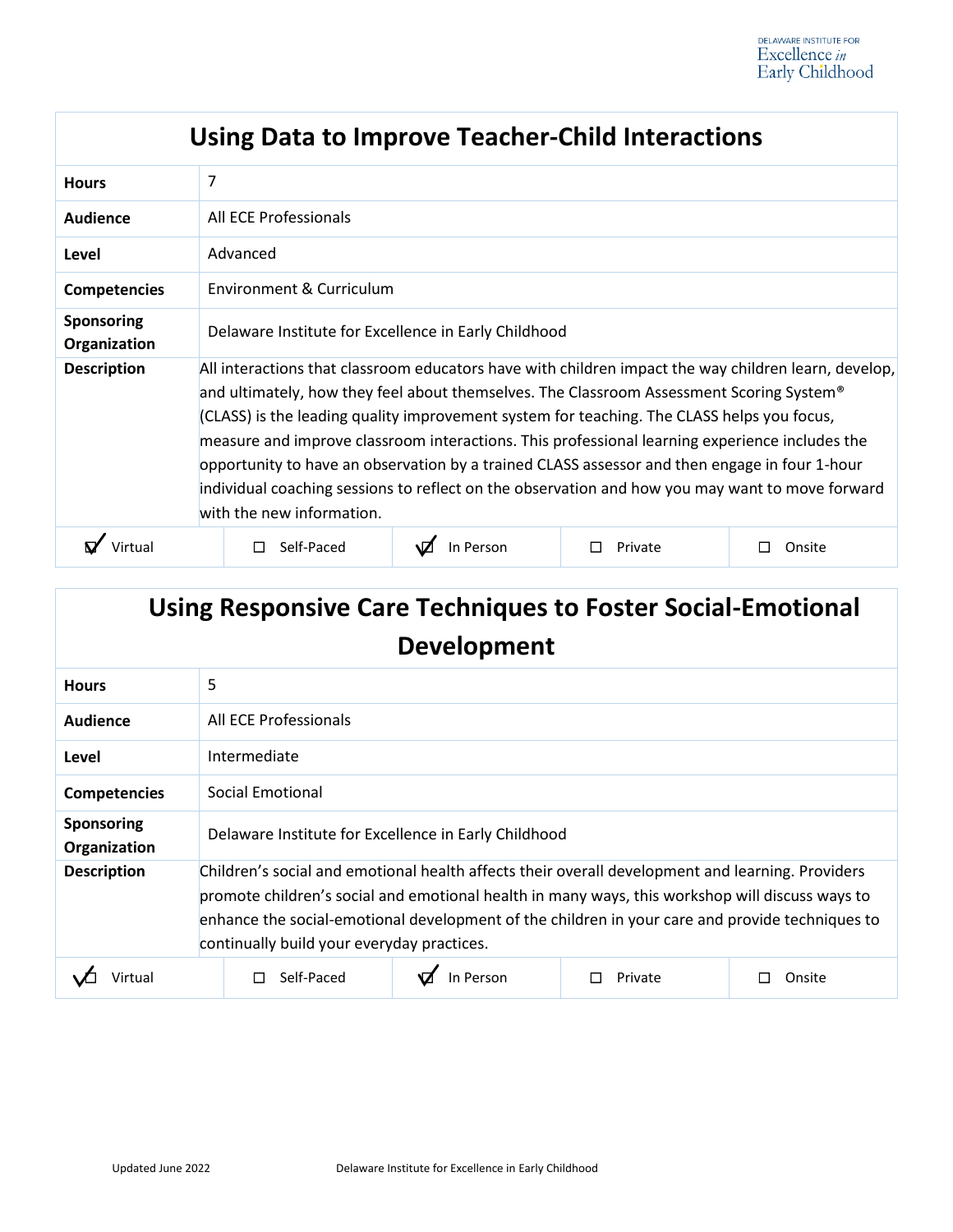## Using Data to Improve Teacher-Child Interactions

| | |
|---|---|
| **Hours** | 7 |
| **Audience** | All ECE Professionals |
| **Level** | Advanced |
| **Competencies** | Environment & Curriculum |
| **Sponsoring Organization** | Delaware Institute for Excellence in Early Childhood |
| **Description** | All interactions that classroom educators have with children impact the way children learn, develop, and ultimately, how they feel about themselves. The Classroom Assessment Scoring System® (CLASS) is the leading quality improvement system for teaching. The CLASS helps you focus, measure and improve classroom interactions. This professional learning experience includes the opportunity to have an observation by a trained CLASS assessor and then engage in four 1-hour individual coaching sessions to reflect on the observation and how you may want to move forward with the new information. |

| | | | | |
|---|---|---|---|---|
| ☑ Virtual | ☐ Self-Paced | ☑ In Person | ☐ Private | ☐ Onsite |

## Using Responsive Care Techniques to Foster Social-Emotional Development

| | |
|---|---|
| **Hours** | 5 |
| **Audience** | All ECE Professionals |
| **Level** | Intermediate |
| **Competencies** | Social Emotional |
| **Sponsoring Organization** | Delaware Institute for Excellence in Early Childhood |
| **Description** | Children's social and emotional health affects their overall development and learning. Providers promote children's social and emotional health in many ways, this workshop will discuss ways to enhance the social-emotional development of the children in your care and provide techniques to continually build your everyday practices. |

| | | | | |
|---|---|---|---|---|
| ☑ Virtual | ☐ Self-Paced | ☑ In Person | ☐ Private | ☐ Onsite |